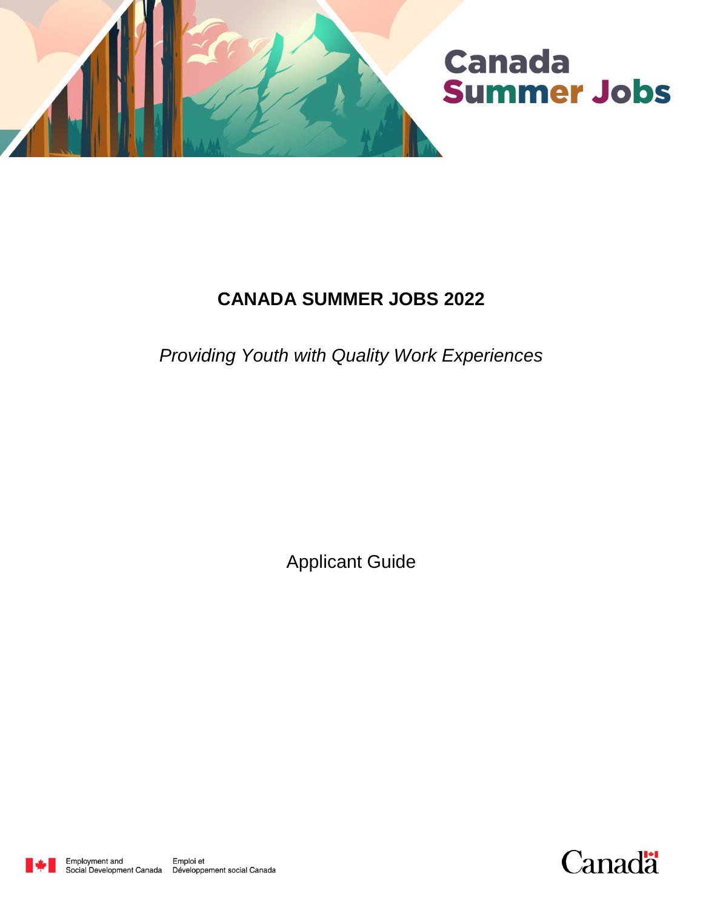Canada Summer Jobs

# CANADA SUMMER JOBS 2022

*Providing Youth with Quality Work Experiences*

Applicant Guide

Employment and Social Development Canada | Emploi et Développement social Canada

Canada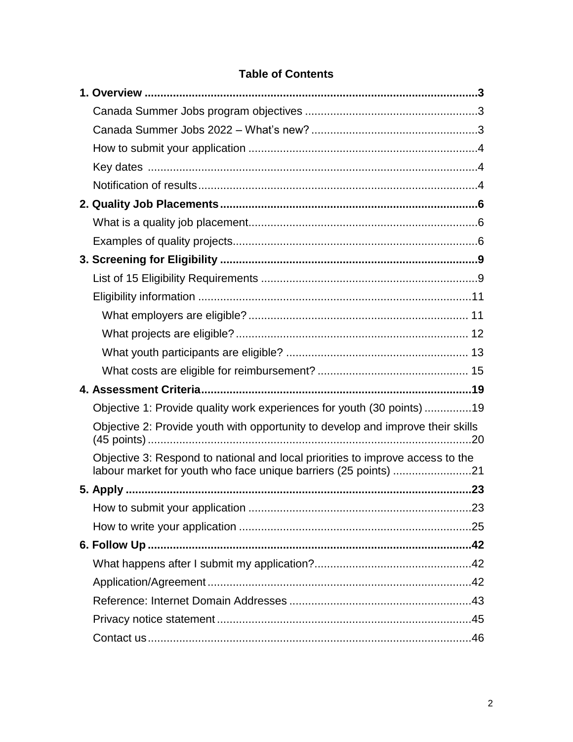**Table of Contents**

**1. Overview** ..... **3**

- Canada Summer Jobs program objectives ..... 3
- Canada Summer Jobs 2022 – What's new? ..... 3
- How to submit your application ..... 4
- Key dates ..... 4
- Notification of results ..... 4

**2. Quality Job Placements** ..... **6**

- What is a quality job placement ..... 6
- Examples of quality projects ..... 6

**3. Screening for Eligibility** ..... **9**

- List of 15 Eligibility Requirements ..... 9
- Eligibility information ..... 11
  - What employers are eligible? ..... 11
  - What projects are eligible? ..... 12
  - What youth participants are eligible? ..... 13
  - What costs are eligible for reimbursement? ..... 15

**4. Assessment Criteria** ..... **19**

- Objective 1: Provide quality work experiences for youth (30 points) ..... 19
- Objective 2: Provide youth with opportunity to develop and improve their skills (45 points) ..... 20
- Objective 3: Respond to national and local priorities to improve access to the labour market for youth who face unique barriers (25 points) ..... 21

**5. Apply** ..... **23**

- How to submit your application ..... 23
- How to write your application ..... 25

**6. Follow Up** ..... **42**

- What happens after I submit my application? ..... 42
- Application/Agreement ..... 42
- Reference: Internet Domain Addresses ..... 43
- Privacy notice statement ..... 45
- Contact us ..... 46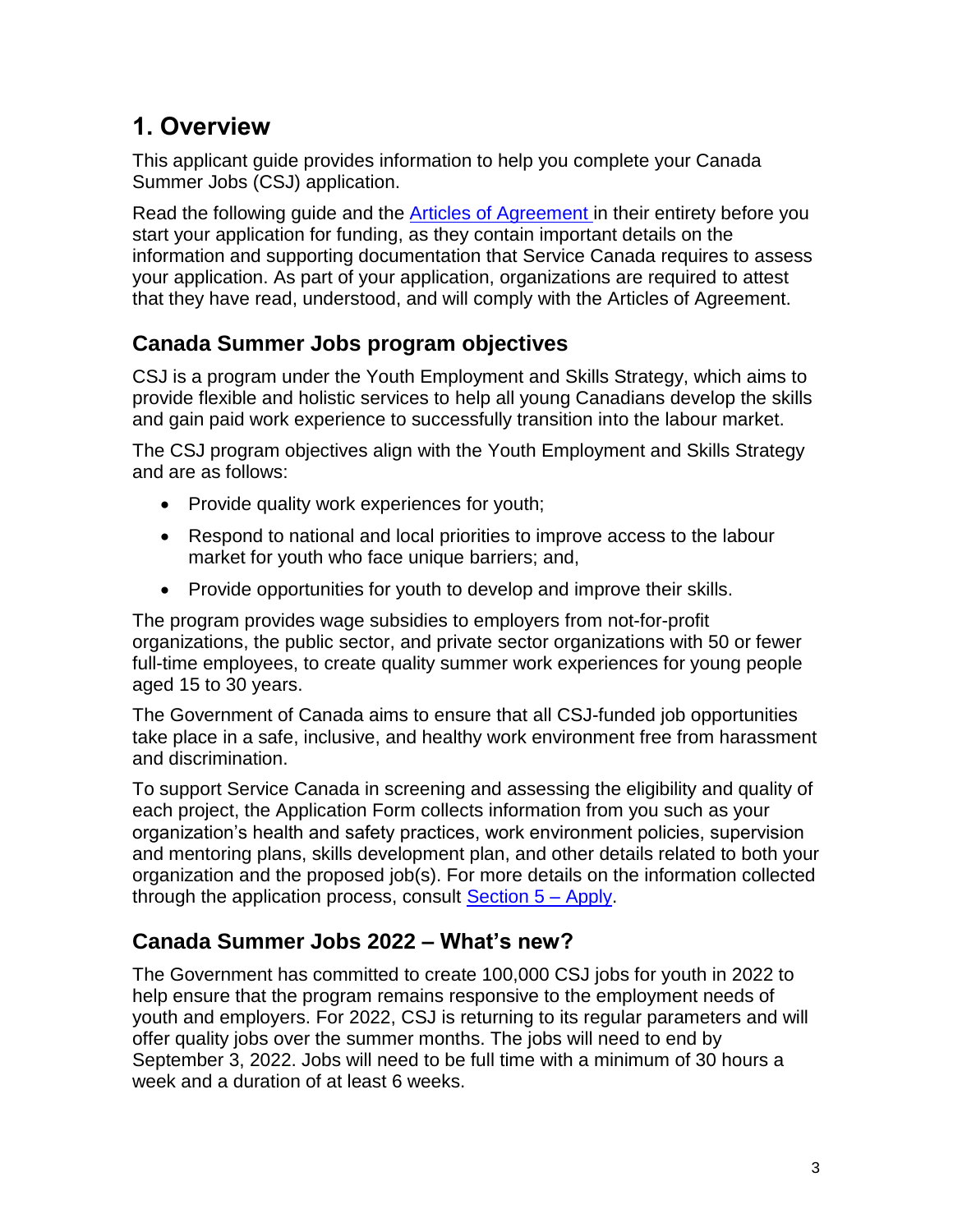# 1. Overview

This applicant guide provides information to help you complete your Canada Summer Jobs (CSJ) application.

Read the following guide and the Articles of Agreement in their entirety before you start your application for funding, as they contain important details on the information and supporting documentation that Service Canada requires to assess your application. As part of your application, organizations are required to attest that they have read, understood, and will comply with the Articles of Agreement.

## Canada Summer Jobs program objectives

CSJ is a program under the Youth Employment and Skills Strategy, which aims to provide flexible and holistic services to help all young Canadians develop the skills and gain paid work experience to successfully transition into the labour market.

The CSJ program objectives align with the Youth Employment and Skills Strategy and are as follows:

- Provide quality work experiences for youth;
- Respond to national and local priorities to improve access to the labour market for youth who face unique barriers; and,
- Provide opportunities for youth to develop and improve their skills.

The program provides wage subsidies to employers from not-for-profit organizations, the public sector, and private sector organizations with 50 or fewer full-time employees, to create quality summer work experiences for young people aged 15 to 30 years.

The Government of Canada aims to ensure that all CSJ-funded job opportunities take place in a safe, inclusive, and healthy work environment free from harassment and discrimination.

To support Service Canada in screening and assessing the eligibility and quality of each project, the Application Form collects information from you such as your organization's health and safety practices, work environment policies, supervision and mentoring plans, skills development plan, and other details related to both your organization and the proposed job(s). For more details on the information collected through the application process, consult Section 5 – Apply.

## Canada Summer Jobs 2022 – What's new?

The Government has committed to create 100,000 CSJ jobs for youth in 2022 to help ensure that the program remains responsive to the employment needs of youth and employers. For 2022, CSJ is returning to its regular parameters and will offer quality jobs over the summer months. The jobs will need to end by September 3, 2022. Jobs will need to be full time with a minimum of 30 hours a week and a duration of at least 6 weeks.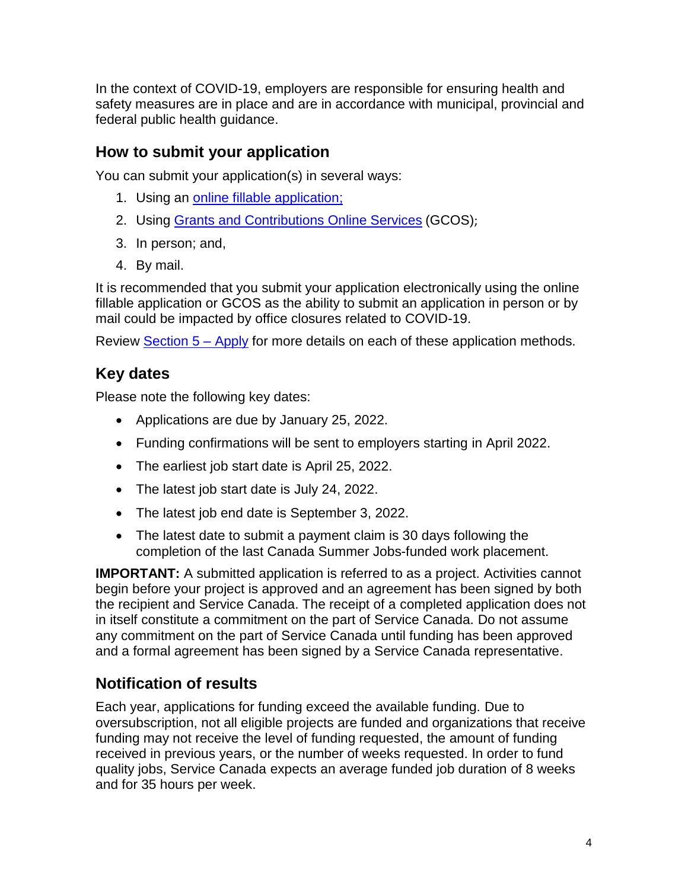In the context of COVID-19, employers are responsible for ensuring health and safety measures are in place and are in accordance with municipal, provincial and federal public health guidance.

## How to submit your application

You can submit your application(s) in several ways:

1. Using an online fillable application;
2. Using Grants and Contributions Online Services (GCOS);
3. In person; and,
4. By mail.

It is recommended that you submit your application electronically using the online fillable application or GCOS as the ability to submit an application in person or by mail could be impacted by office closures related to COVID-19.

Review Section 5 – Apply for more details on each of these application methods.

## Key dates

Please note the following key dates:

- Applications are due by January 25, 2022.
- Funding confirmations will be sent to employers starting in April 2022.
- The earliest job start date is April 25, 2022.
- The latest job start date is July 24, 2022.
- The latest job end date is September 3, 2022.
- The latest date to submit a payment claim is 30 days following the completion of the last Canada Summer Jobs-funded work placement.

**IMPORTANT:** A submitted application is referred to as a project. Activities cannot begin before your project is approved and an agreement has been signed by both the recipient and Service Canada. The receipt of a completed application does not in itself constitute a commitment on the part of Service Canada. Do not assume any commitment on the part of Service Canada until funding has been approved and a formal agreement has been signed by a Service Canada representative.

## Notification of results

Each year, applications for funding exceed the available funding. Due to oversubscription, not all eligible projects are funded and organizations that receive funding may not receive the level of funding requested, the amount of funding received in previous years, or the number of weeks requested. In order to fund quality jobs, Service Canada expects an average funded job duration of 8 weeks and for 35 hours per week.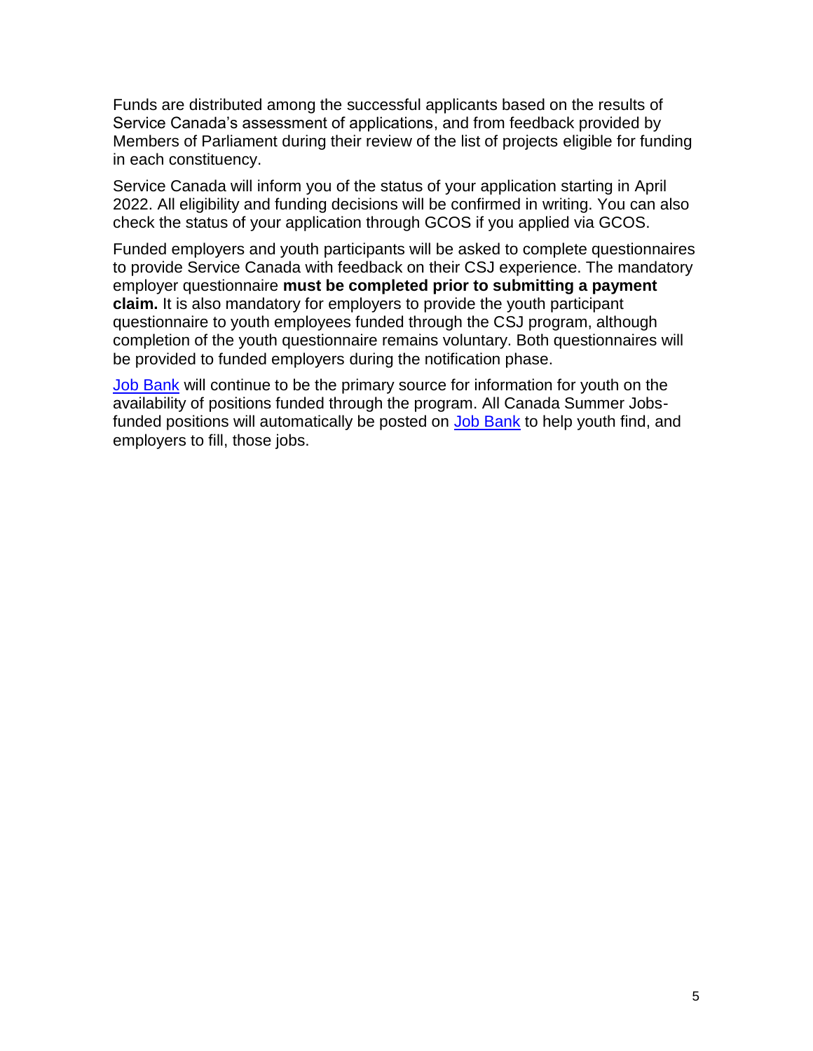Funds are distributed among the successful applicants based on the results of Service Canada's assessment of applications, and from feedback provided by Members of Parliament during their review of the list of projects eligible for funding in each constituency.

Service Canada will inform you of the status of your application starting in April 2022. All eligibility and funding decisions will be confirmed in writing. You can also check the status of your application through GCOS if you applied via GCOS.

Funded employers and youth participants will be asked to complete questionnaires to provide Service Canada with feedback on their CSJ experience. The mandatory employer questionnaire **must be completed prior to submitting a payment claim.** It is also mandatory for employers to provide the youth participant questionnaire to youth employees funded through the CSJ program, although completion of the youth questionnaire remains voluntary. Both questionnaires will be provided to funded employers during the notification phase.

Job Bank will continue to be the primary source for information for youth on the availability of positions funded through the program. All Canada Summer Jobs-funded positions will automatically be posted on Job Bank to help youth find, and employers to fill, those jobs.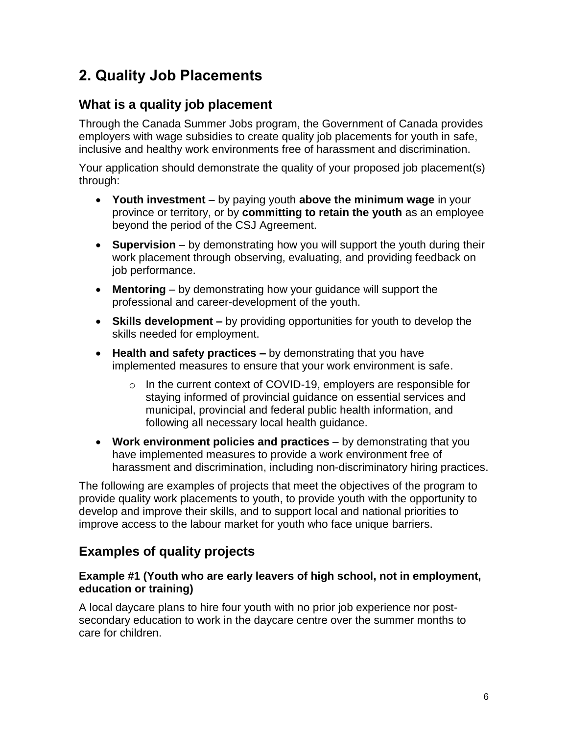## 2. Quality Job Placements

### What is a quality job placement

Through the Canada Summer Jobs program, the Government of Canada provides employers with wage subsidies to create quality job placements for youth in safe, inclusive and healthy work environments free of harassment and discrimination.

Your application should demonstrate the quality of your proposed job placement(s) through:

- **Youth investment** – by paying youth **above the minimum wage** in your province or territory, or by **committing to retain the youth** as an employee beyond the period of the CSJ Agreement.
- **Supervision** – by demonstrating how you will support the youth during their work placement through observing, evaluating, and providing feedback on job performance.
- **Mentoring** – by demonstrating how your guidance will support the professional and career-development of the youth.
- **Skills development –** by providing opportunities for youth to develop the skills needed for employment.
- **Health and safety practices –** by demonstrating that you have implemented measures to ensure that your work environment is safe.
    - In the current context of COVID-19, employers are responsible for staying informed of provincial guidance on essential services and municipal, provincial and federal public health information, and following all necessary local health guidance.
- **Work environment policies and practices** – by demonstrating that you have implemented measures to provide a work environment free of harassment and discrimination, including non-discriminatory hiring practices.

The following are examples of projects that meet the objectives of the program to provide quality work placements to youth, to provide youth with the opportunity to develop and improve their skills, and to support local and national priorities to improve access to the labour market for youth who face unique barriers.

### Examples of quality projects

#### Example #1 (Youth who are early leavers of high school, not in employment, education or training)

A local daycare plans to hire four youth with no prior job experience nor post-secondary education to work in the daycare centre over the summer months to care for children.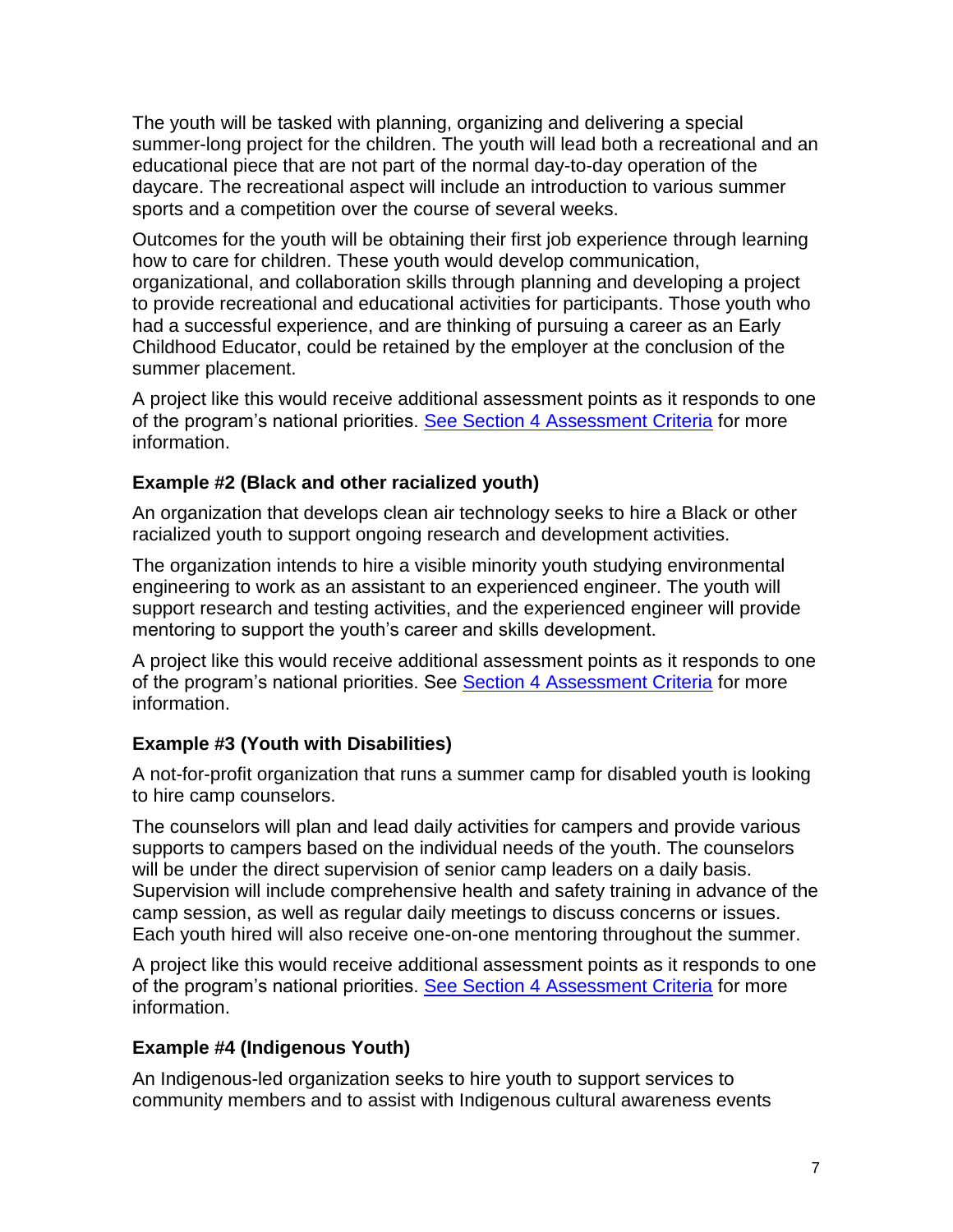The youth will be tasked with planning, organizing and delivering a special summer-long project for the children. The youth will lead both a recreational and an educational piece that are not part of the normal day-to-day operation of the daycare. The recreational aspect will include an introduction to various summer sports and a competition over the course of several weeks.

Outcomes for the youth will be obtaining their first job experience through learning how to care for children. These youth would develop communication, organizational, and collaboration skills through planning and developing a project to provide recreational and educational activities for participants. Those youth who had a successful experience, and are thinking of pursuing a career as an Early Childhood Educator, could be retained by the employer at the conclusion of the summer placement.

A project like this would receive additional assessment points as it responds to one of the program's national priorities. [See Section 4 Assessment Criteria] for more information.

#### Example #2 (Black and other racialized youth)

An organization that develops clean air technology seeks to hire a Black or other racialized youth to support ongoing research and development activities.

The organization intends to hire a visible minority youth studying environmental engineering to work as an assistant to an experienced engineer. The youth will support research and testing activities, and the experienced engineer will provide mentoring to support the youth's career and skills development.

A project like this would receive additional assessment points as it responds to one of the program's national priorities. See [Section 4 Assessment Criteria] for more information.

#### Example #3 (Youth with Disabilities)

A not-for-profit organization that runs a summer camp for disabled youth is looking to hire camp counselors.

The counselors will plan and lead daily activities for campers and provide various supports to campers based on the individual needs of the youth. The counselors will be under the direct supervision of senior camp leaders on a daily basis. Supervision will include comprehensive health and safety training in advance of the camp session, as well as regular daily meetings to discuss concerns or issues. Each youth hired will also receive one-on-one mentoring throughout the summer.

A project like this would receive additional assessment points as it responds to one of the program's national priorities. [See Section 4 Assessment Criteria] for more information.

#### Example #4 (Indigenous Youth)

An Indigenous-led organization seeks to hire youth to support services to community members and to assist with Indigenous cultural awareness events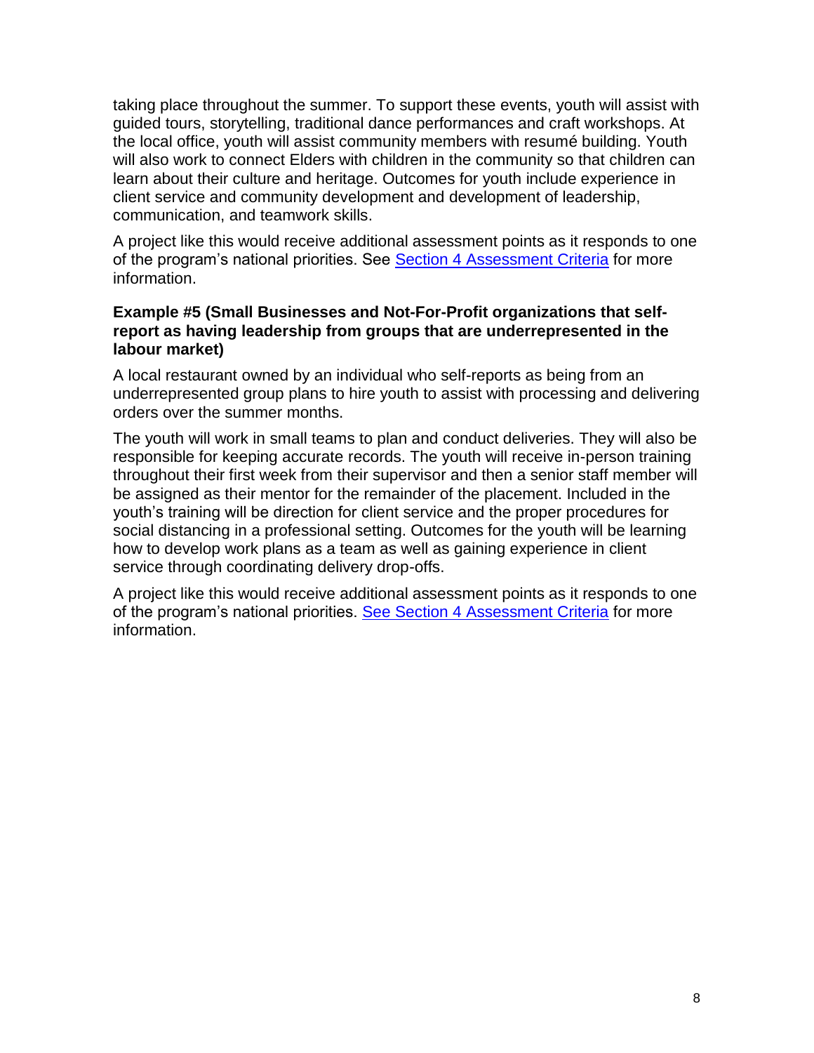taking place throughout the summer. To support these events, youth will assist with guided tours, storytelling, traditional dance performances and craft workshops. At the local office, youth will assist community members with resumé building. Youth will also work to connect Elders with children in the community so that children can learn about their culture and heritage. Outcomes for youth include experience in client service and community development and development of leadership, communication, and teamwork skills.

A project like this would receive additional assessment points as it responds to one of the program's national priorities. See Section 4 Assessment Criteria for more information.

**Example #5 (Small Businesses and Not-For-Profit organizations that self-report as having leadership from groups that are underrepresented in the labour market)**

A local restaurant owned by an individual who self-reports as being from an underrepresented group plans to hire youth to assist with processing and delivering orders over the summer months.

The youth will work in small teams to plan and conduct deliveries. They will also be responsible for keeping accurate records. The youth will receive in-person training throughout their first week from their supervisor and then a senior staff member will be assigned as their mentor for the remainder of the placement. Included in the youth's training will be direction for client service and the proper procedures for social distancing in a professional setting. Outcomes for the youth will be learning how to develop work plans as a team as well as gaining experience in client service through coordinating delivery drop-offs.

A project like this would receive additional assessment points as it responds to one of the program's national priorities. See Section 4 Assessment Criteria for more information.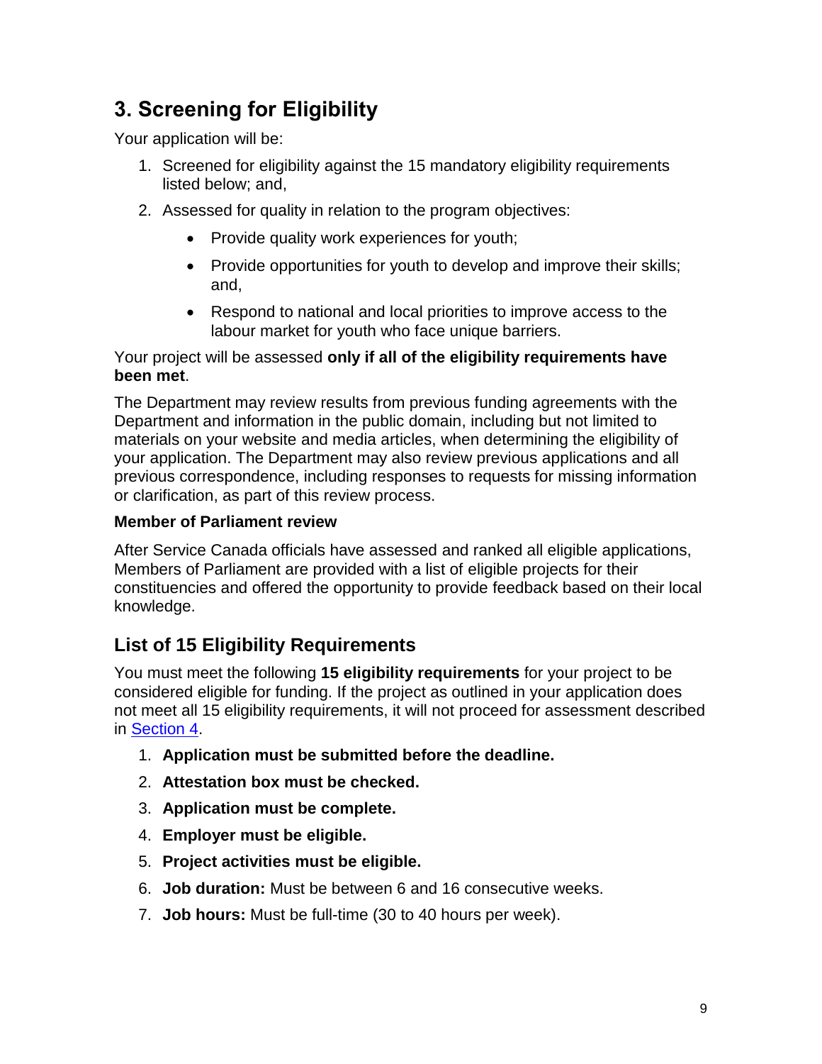## 3. Screening for Eligibility

Your application will be:

1. Screened for eligibility against the 15 mandatory eligibility requirements listed below; and,
2. Assessed for quality in relation to the program objectives:
   - Provide quality work experiences for youth;
   - Provide opportunities for youth to develop and improve their skills; and,
   - Respond to national and local priorities to improve access to the labour market for youth who face unique barriers.

Your project will be assessed **only if all of the eligibility requirements have been met**.

The Department may review results from previous funding agreements with the Department and information in the public domain, including but not limited to materials on your website and media articles, when determining the eligibility of your application. The Department may also review previous applications and all previous correspondence, including responses to requests for missing information or clarification, as part of this review process.

**Member of Parliament review**

After Service Canada officials have assessed and ranked all eligible applications, Members of Parliament are provided with a list of eligible projects for their constituencies and offered the opportunity to provide feedback based on their local knowledge.

### List of 15 Eligibility Requirements

You must meet the following **15 eligibility requirements** for your project to be considered eligible for funding. If the project as outlined in your application does not meet all 15 eligibility requirements, it will not proceed for assessment described in Section 4.

1. **Application must be submitted before the deadline.**
2. **Attestation box must be checked.**
3. **Application must be complete.**
4. **Employer must be eligible.**
5. **Project activities must be eligible.**
6. **Job duration:** Must be between 6 and 16 consecutive weeks.
7. **Job hours:** Must be full-time (30 to 40 hours per week).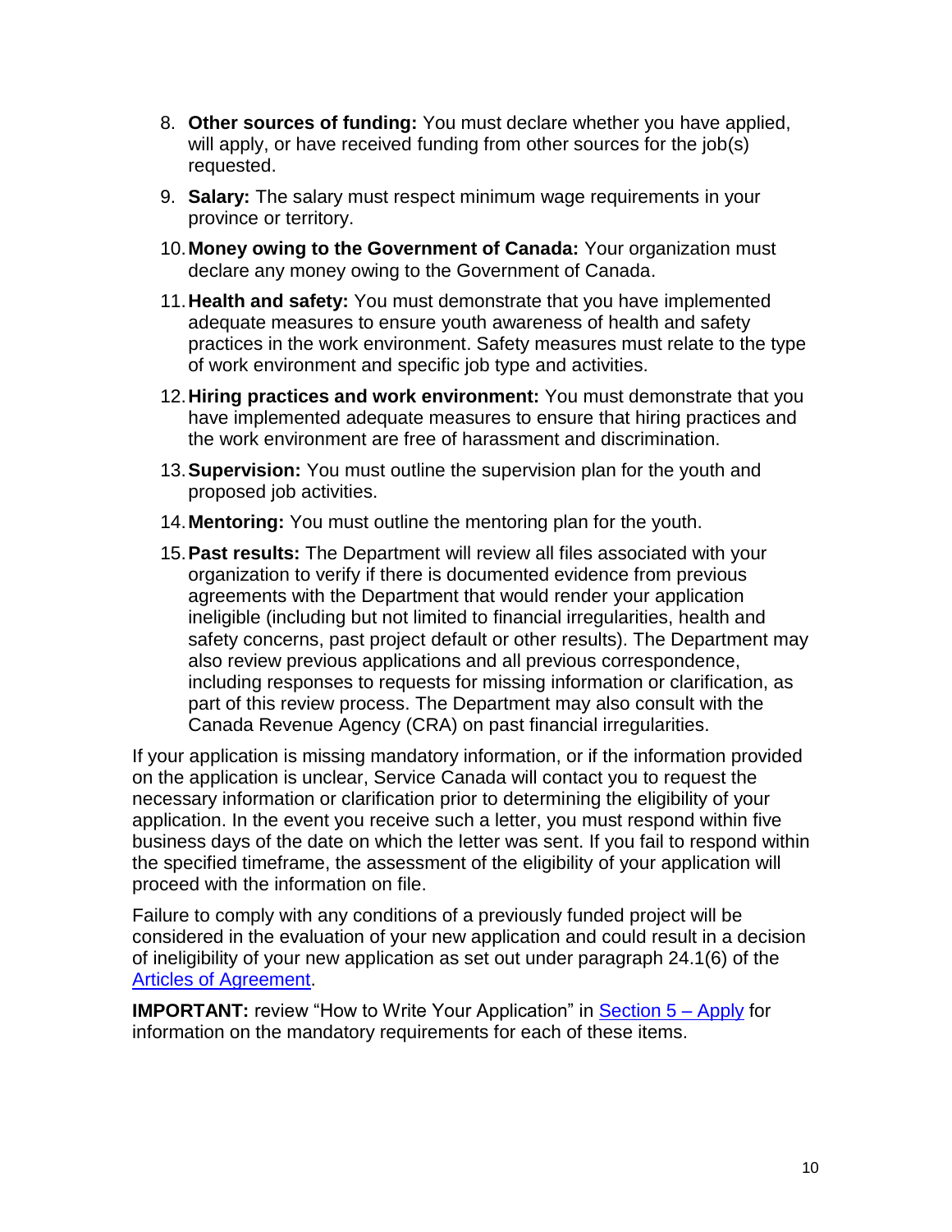8. **Other sources of funding:** You must declare whether you have applied, will apply, or have received funding from other sources for the job(s) requested.
9. **Salary:** The salary must respect minimum wage requirements in your province or territory.
10. **Money owing to the Government of Canada:** Your organization must declare any money owing to the Government of Canada.
11. **Health and safety:** You must demonstrate that you have implemented adequate measures to ensure youth awareness of health and safety practices in the work environment. Safety measures must relate to the type of work environment and specific job type and activities.
12. **Hiring practices and work environment:** You must demonstrate that you have implemented adequate measures to ensure that hiring practices and the work environment are free of harassment and discrimination.
13. **Supervision:** You must outline the supervision plan for the youth and proposed job activities.
14. **Mentoring:** You must outline the mentoring plan for the youth.
15. **Past results:** The Department will review all files associated with your organization to verify if there is documented evidence from previous agreements with the Department that would render your application ineligible (including but not limited to financial irregularities, health and safety concerns, past project default or other results). The Department may also review previous applications and all previous correspondence, including responses to requests for missing information or clarification, as part of this review process. The Department may also consult with the Canada Revenue Agency (CRA) on past financial irregularities.

If your application is missing mandatory information, or if the information provided on the application is unclear, Service Canada will contact you to request the necessary information or clarification prior to determining the eligibility of your application. In the event you receive such a letter, you must respond within five business days of the date on which the letter was sent. If you fail to respond within the specified timeframe, the assessment of the eligibility of your application will proceed with the information on file.

Failure to comply with any conditions of a previously funded project will be considered in the evaluation of your new application and could result in a decision of ineligibility of your new application as set out under paragraph 24.1(6) of the Articles of Agreement.

**IMPORTANT:** review "How to Write Your Application" in Section 5 – Apply for information on the mandatory requirements for each of these items.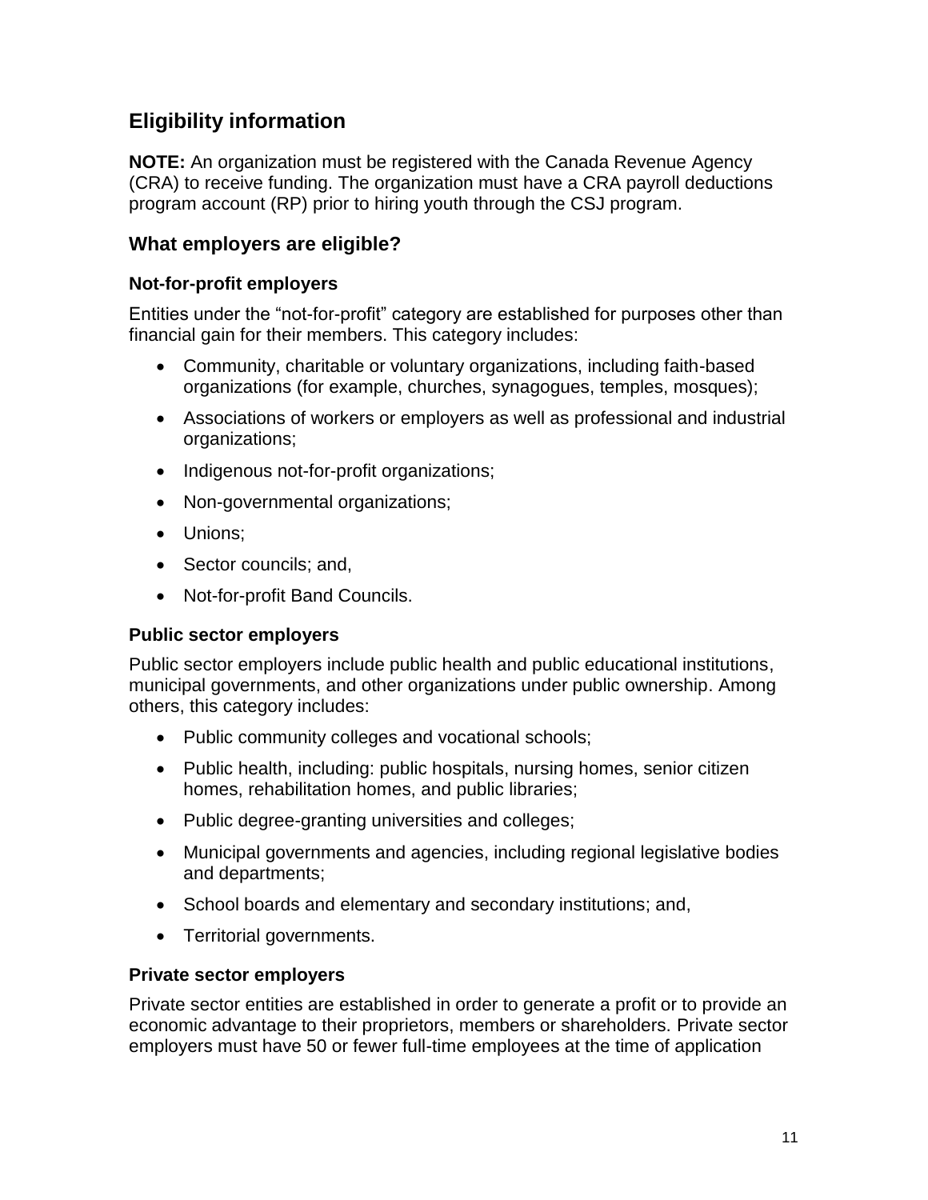## Eligibility information

**NOTE:** An organization must be registered with the Canada Revenue Agency (CRA) to receive funding. The organization must have a CRA payroll deductions program account (RP) prior to hiring youth through the CSJ program.

### What employers are eligible?

#### Not-for-profit employers

Entities under the "not-for-profit" category are established for purposes other than financial gain for their members. This category includes:

- Community, charitable or voluntary organizations, including faith-based organizations (for example, churches, synagogues, temples, mosques);
- Associations of workers or employers as well as professional and industrial organizations;
- Indigenous not-for-profit organizations;
- Non-governmental organizations;
- Unions;
- Sector councils; and,
- Not-for-profit Band Councils.

#### Public sector employers

Public sector employers include public health and public educational institutions, municipal governments, and other organizations under public ownership. Among others, this category includes:

- Public community colleges and vocational schools;
- Public health, including: public hospitals, nursing homes, senior citizen homes, rehabilitation homes, and public libraries;
- Public degree-granting universities and colleges;
- Municipal governments and agencies, including regional legislative bodies and departments;
- School boards and elementary and secondary institutions; and,
- Territorial governments.

#### Private sector employers

Private sector entities are established in order to generate a profit or to provide an economic advantage to their proprietors, members or shareholders. Private sector employers must have 50 or fewer full-time employees at the time of application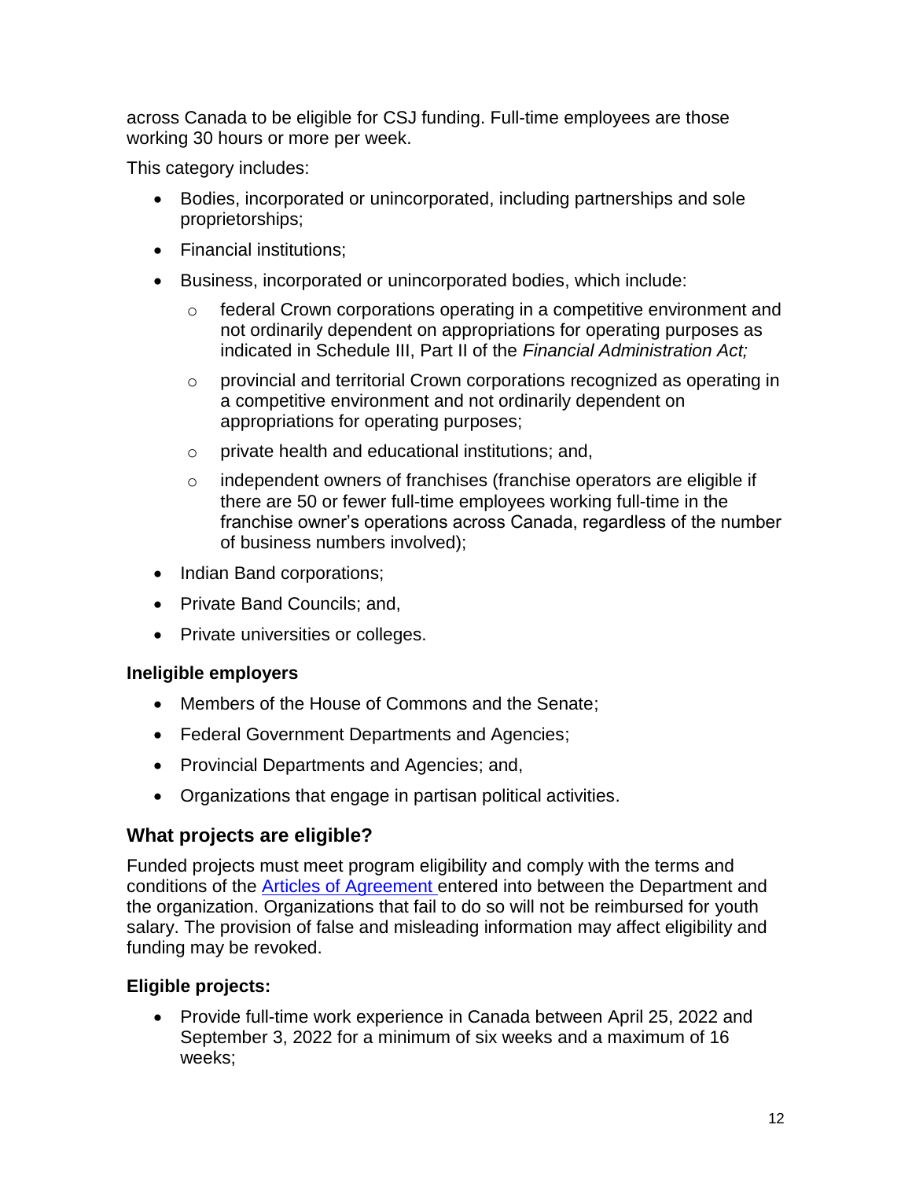across Canada to be eligible for CSJ funding. Full-time employees are those working 30 hours or more per week.

This category includes:

- Bodies, incorporated or unincorporated, including partnerships and sole proprietorships;
- Financial institutions;
- Business, incorporated or unincorporated bodies, which include:
  - federal Crown corporations operating in a competitive environment and not ordinarily dependent on appropriations for operating purposes as indicated in Schedule III, Part II of the *Financial Administration Act;*
  - provincial and territorial Crown corporations recognized as operating in a competitive environment and not ordinarily dependent on appropriations for operating purposes;
  - private health and educational institutions; and,
  - independent owners of franchises (franchise operators are eligible if there are 50 or fewer full-time employees working full-time in the franchise owner's operations across Canada, regardless of the number of business numbers involved);
- Indian Band corporations;
- Private Band Councils; and,
- Private universities or colleges.

### Ineligible employers

- Members of the House of Commons and the Senate;
- Federal Government Departments and Agencies;
- Provincial Departments and Agencies; and,
- Organizations that engage in partisan political activities.

## What projects are eligible?

Funded projects must meet program eligibility and comply with the terms and conditions of the [Articles of Agreement](#) entered into between the Department and the organization. Organizations that fail to do so will not be reimbursed for youth salary. The provision of false and misleading information may affect eligibility and funding may be revoked.

### Eligible projects:

- Provide full-time work experience in Canada between April 25, 2022 and September 3, 2022 for a minimum of six weeks and a maximum of 16 weeks;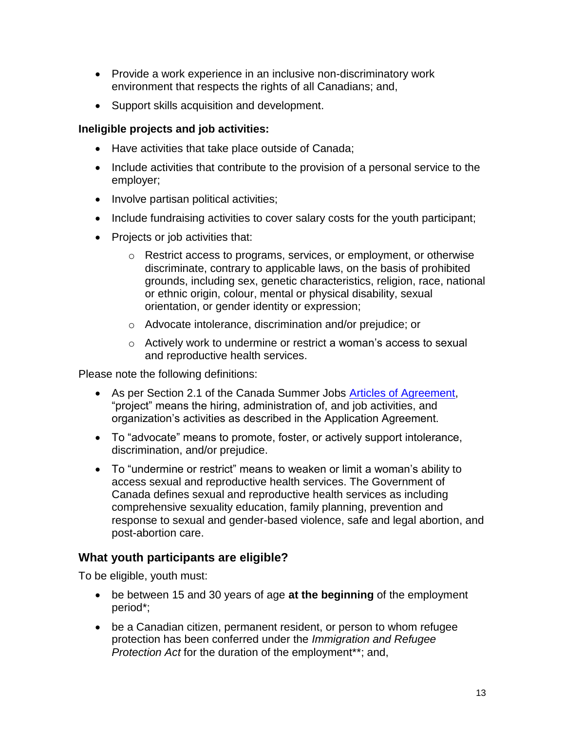- Provide a work experience in an inclusive non-discriminatory work environment that respects the rights of all Canadians; and,
- Support skills acquisition and development.

**Ineligible projects and job activities:**

- Have activities that take place outside of Canada;
- Include activities that contribute to the provision of a personal service to the employer;
- Involve partisan political activities;
- Include fundraising activities to cover salary costs for the youth participant;
- Projects or job activities that:
  - Restrict access to programs, services, or employment, or otherwise discriminate, contrary to applicable laws, on the basis of prohibited grounds, including sex, genetic characteristics, religion, race, national or ethnic origin, colour, mental or physical disability, sexual orientation, or gender identity or expression;
  - Advocate intolerance, discrimination and/or prejudice; or
  - Actively work to undermine or restrict a woman's access to sexual and reproductive health services.

Please note the following definitions:

- As per Section 2.1 of the Canada Summer Jobs [Articles of Agreement](), "project" means the hiring, administration of, and job activities, and organization's activities as described in the Application Agreement.
- To "advocate" means to promote, foster, or actively support intolerance, discrimination, and/or prejudice.
- To "undermine or restrict" means to weaken or limit a woman's ability to access sexual and reproductive health services. The Government of Canada defines sexual and reproductive health services as including comprehensive sexuality education, family planning, prevention and response to sexual and gender-based violence, safe and legal abortion, and post-abortion care.

## What youth participants are eligible?

To be eligible, youth must:

- be between 15 and 30 years of age **at the beginning** of the employment period*;
- be a Canadian citizen, permanent resident, or person to whom refugee protection has been conferred under the *Immigration and Refugee Protection Act* for the duration of the employment**; and,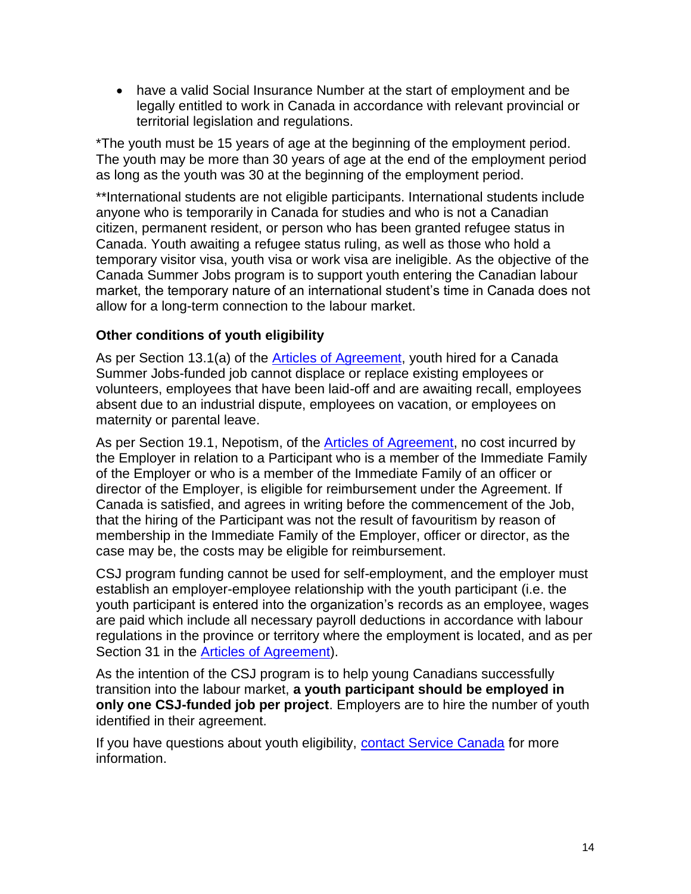- have a valid Social Insurance Number at the start of employment and be legally entitled to work in Canada in accordance with relevant provincial or territorial legislation and regulations.

*The youth must be 15 years of age at the beginning of the employment period. The youth may be more than 30 years of age at the end of the employment period as long as the youth was 30 at the beginning of the employment period.

**International students are not eligible participants. International students include anyone who is temporarily in Canada for studies and who is not a Canadian citizen, permanent resident, or person who has been granted refugee status in Canada. Youth awaiting a refugee status ruling, as well as those who hold a temporary visitor visa, youth visa or work visa are ineligible. As the objective of the Canada Summer Jobs program is to support youth entering the Canadian labour market, the temporary nature of an international student's time in Canada does not allow for a long-term connection to the labour market.

### Other conditions of youth eligibility

As per Section 13.1(a) of the Articles of Agreement, youth hired for a Canada Summer Jobs-funded job cannot displace or replace existing employees or volunteers, employees that have been laid-off and are awaiting recall, employees absent due to an industrial dispute, employees on vacation, or employees on maternity or parental leave.

As per Section 19.1, Nepotism, of the Articles of Agreement, no cost incurred by the Employer in relation to a Participant who is a member of the Immediate Family of the Employer or who is a member of the Immediate Family of an officer or director of the Employer, is eligible for reimbursement under the Agreement. If Canada is satisfied, and agrees in writing before the commencement of the Job, that the hiring of the Participant was not the result of favouritism by reason of membership in the Immediate Family of the Employer, officer or director, as the case may be, the costs may be eligible for reimbursement.

CSJ program funding cannot be used for self-employment, and the employer must establish an employer-employee relationship with the youth participant (i.e. the youth participant is entered into the organization's records as an employee, wages are paid which include all necessary payroll deductions in accordance with labour regulations in the province or territory where the employment is located, and as per Section 31 in the Articles of Agreement).

As the intention of the CSJ program is to help young Canadians successfully transition into the labour market, **a youth participant should be employed in only one CSJ-funded job per project**. Employers are to hire the number of youth identified in their agreement.

If you have questions about youth eligibility, contact Service Canada for more information.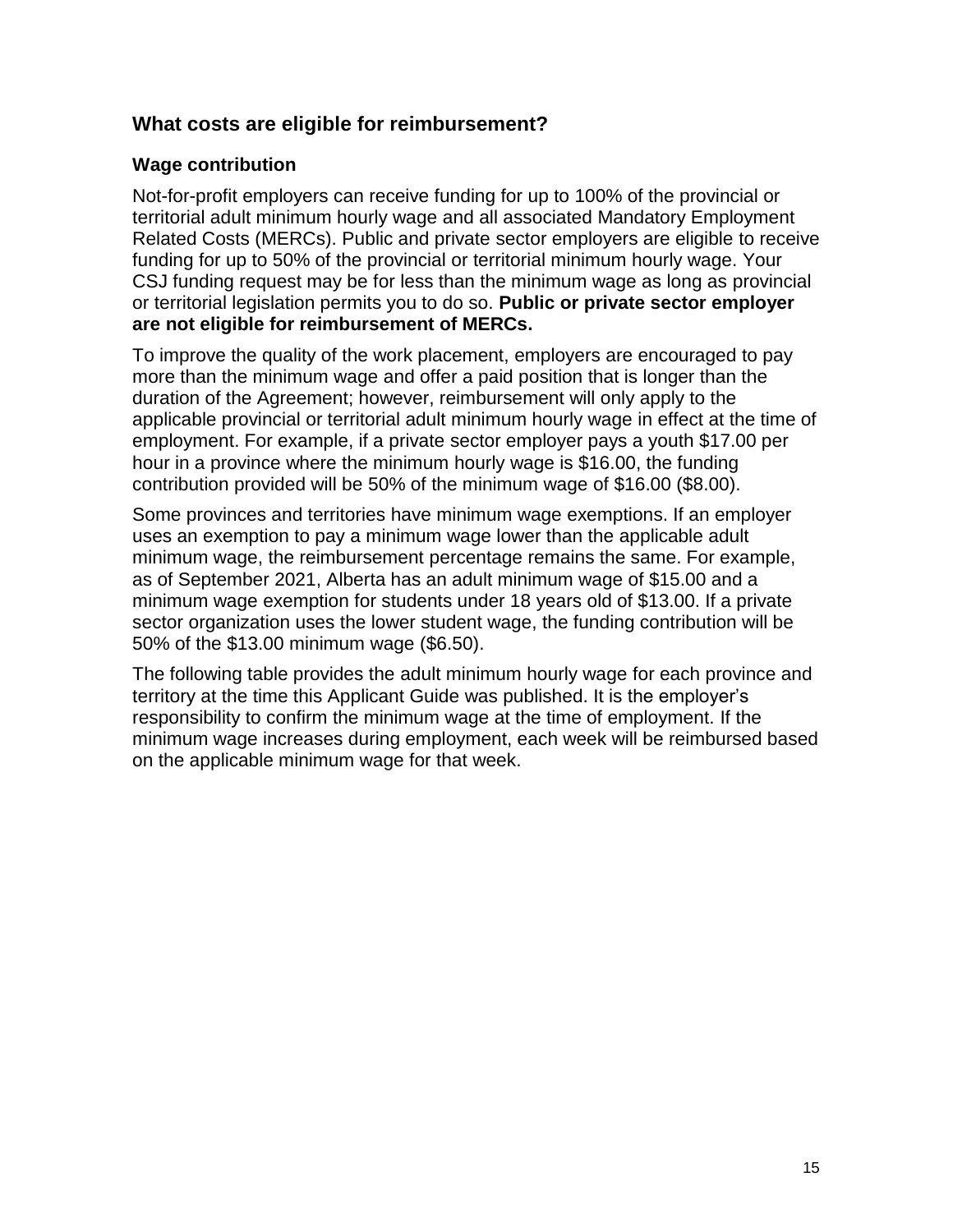## What costs are eligible for reimbursement?

### Wage contribution

Not-for-profit employers can receive funding for up to 100% of the provincial or territorial adult minimum hourly wage and all associated Mandatory Employment Related Costs (MERCs). Public and private sector employers are eligible to receive funding for up to 50% of the provincial or territorial minimum hourly wage. Your CSJ funding request may be for less than the minimum wage as long as provincial or territorial legislation permits you to do so. **Public or private sector employer are not eligible for reimbursement of MERCs.**

To improve the quality of the work placement, employers are encouraged to pay more than the minimum wage and offer a paid position that is longer than the duration of the Agreement; however, reimbursement will only apply to the applicable provincial or territorial adult minimum hourly wage in effect at the time of employment. For example, if a private sector employer pays a youth $17.00 per hour in a province where the minimum hourly wage is $16.00, the funding contribution provided will be 50% of the minimum wage of $16.00 ($8.00).

Some provinces and territories have minimum wage exemptions. If an employer uses an exemption to pay a minimum wage lower than the applicable adult minimum wage, the reimbursement percentage remains the same. For example, as of September 2021, Alberta has an adult minimum wage of $15.00 and a minimum wage exemption for students under 18 years old of $13.00. If a private sector organization uses the lower student wage, the funding contribution will be 50% of the $13.00 minimum wage ($6.50).

The following table provides the adult minimum hourly wage for each province and territory at the time this Applicant Guide was published. It is the employer's responsibility to confirm the minimum wage at the time of employment. If the minimum wage increases during employment, each week will be reimbursed based on the applicable minimum wage for that week.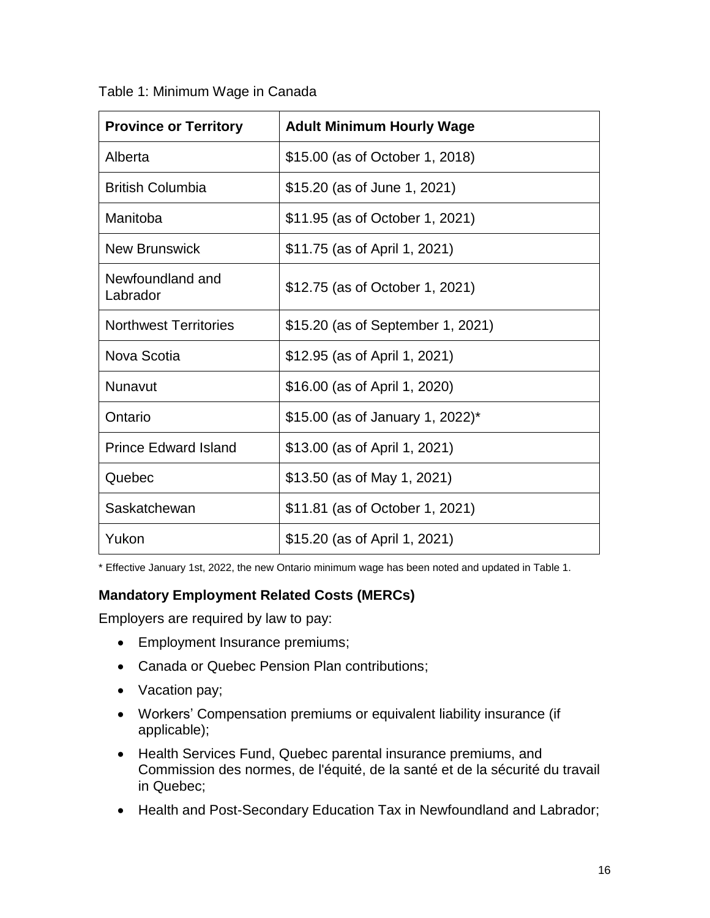Table 1: Minimum Wage in Canada

| Province or Territory | Adult Minimum Hourly Wage |
| --- | --- |
| Alberta | $15.00 (as of October 1, 2018) |
| British Columbia | $15.20 (as of June 1, 2021) |
| Manitoba | $11.95 (as of October 1, 2021) |
| New Brunswick | $11.75 (as of April 1, 2021) |
| Newfoundland and Labrador | $12.75 (as of October 1, 2021) |
| Northwest Territories | $15.20 (as of September 1, 2021) |
| Nova Scotia | $12.95 (as of April 1, 2021) |
| Nunavut | $16.00 (as of April 1, 2020) |
| Ontario | $15.00 (as of January 1, 2022)* |
| Prince Edward Island | $13.00 (as of April 1, 2021) |
| Quebec | $13.50 (as of May 1, 2021) |
| Saskatchewan | $11.81 (as of October 1, 2021) |
| Yukon | $15.20 (as of April 1, 2021) |

* Effective January 1st, 2022, the new Ontario minimum wage has been noted and updated in Table 1.

### Mandatory Employment Related Costs (MERCs)

Employers are required by law to pay:

- Employment Insurance premiums;
- Canada or Quebec Pension Plan contributions;
- Vacation pay;
- Workers' Compensation premiums or equivalent liability insurance (if applicable);
- Health Services Fund, Quebec parental insurance premiums, and Commission des normes, de l'équité, de la santé et de la sécurité du travail in Quebec;
- Health and Post-Secondary Education Tax in Newfoundland and Labrador;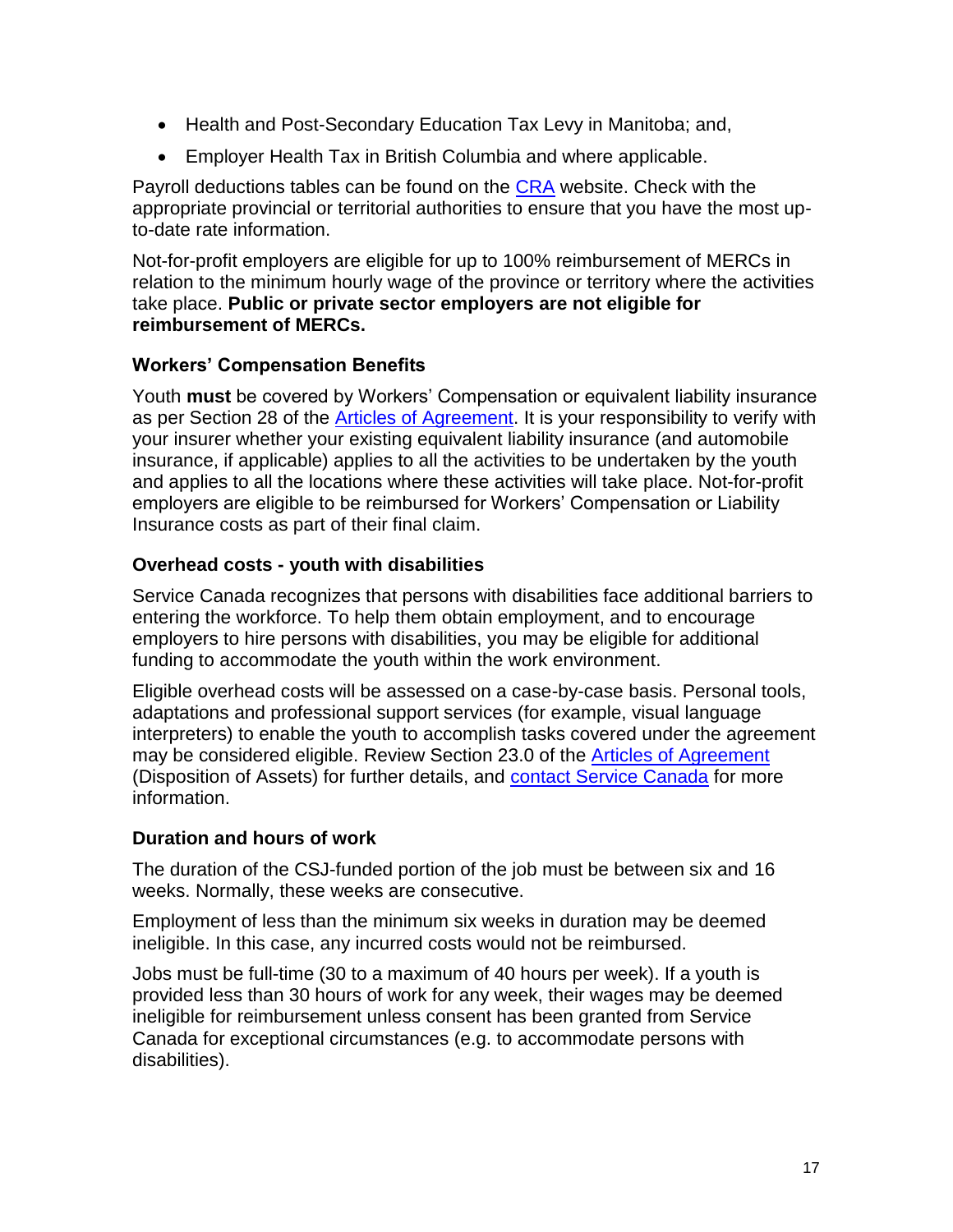- Health and Post-Secondary Education Tax Levy in Manitoba; and,
- Employer Health Tax in British Columbia and where applicable.

Payroll deductions tables can be found on the CRA website. Check with the appropriate provincial or territorial authorities to ensure that you have the most up-to-date rate information.

Not-for-profit employers are eligible for up to 100% reimbursement of MERCs in relation to the minimum hourly wage of the province or territory where the activities take place. **Public or private sector employers are not eligible for reimbursement of MERCs.**

### Workers' Compensation Benefits

Youth **must** be covered by Workers' Compensation or equivalent liability insurance as per Section 28 of the Articles of Agreement. It is your responsibility to verify with your insurer whether your existing equivalent liability insurance (and automobile insurance, if applicable) applies to all the activities to be undertaken by the youth and applies to all the locations where these activities will take place. Not-for-profit employers are eligible to be reimbursed for Workers' Compensation or Liability Insurance costs as part of their final claim.

### Overhead costs - youth with disabilities

Service Canada recognizes that persons with disabilities face additional barriers to entering the workforce. To help them obtain employment, and to encourage employers to hire persons with disabilities, you may be eligible for additional funding to accommodate the youth within the work environment.

Eligible overhead costs will be assessed on a case-by-case basis. Personal tools, adaptations and professional support services (for example, visual language interpreters) to enable the youth to accomplish tasks covered under the agreement may be considered eligible. Review Section 23.0 of the Articles of Agreement (Disposition of Assets) for further details, and contact Service Canada for more information.

### Duration and hours of work

The duration of the CSJ-funded portion of the job must be between six and 16 weeks. Normally, these weeks are consecutive.

Employment of less than the minimum six weeks in duration may be deemed ineligible. In this case, any incurred costs would not be reimbursed.

Jobs must be full-time (30 to a maximum of 40 hours per week). If a youth is provided less than 30 hours of work for any week, their wages may be deemed ineligible for reimbursement unless consent has been granted from Service Canada for exceptional circumstances (e.g. to accommodate persons with disabilities).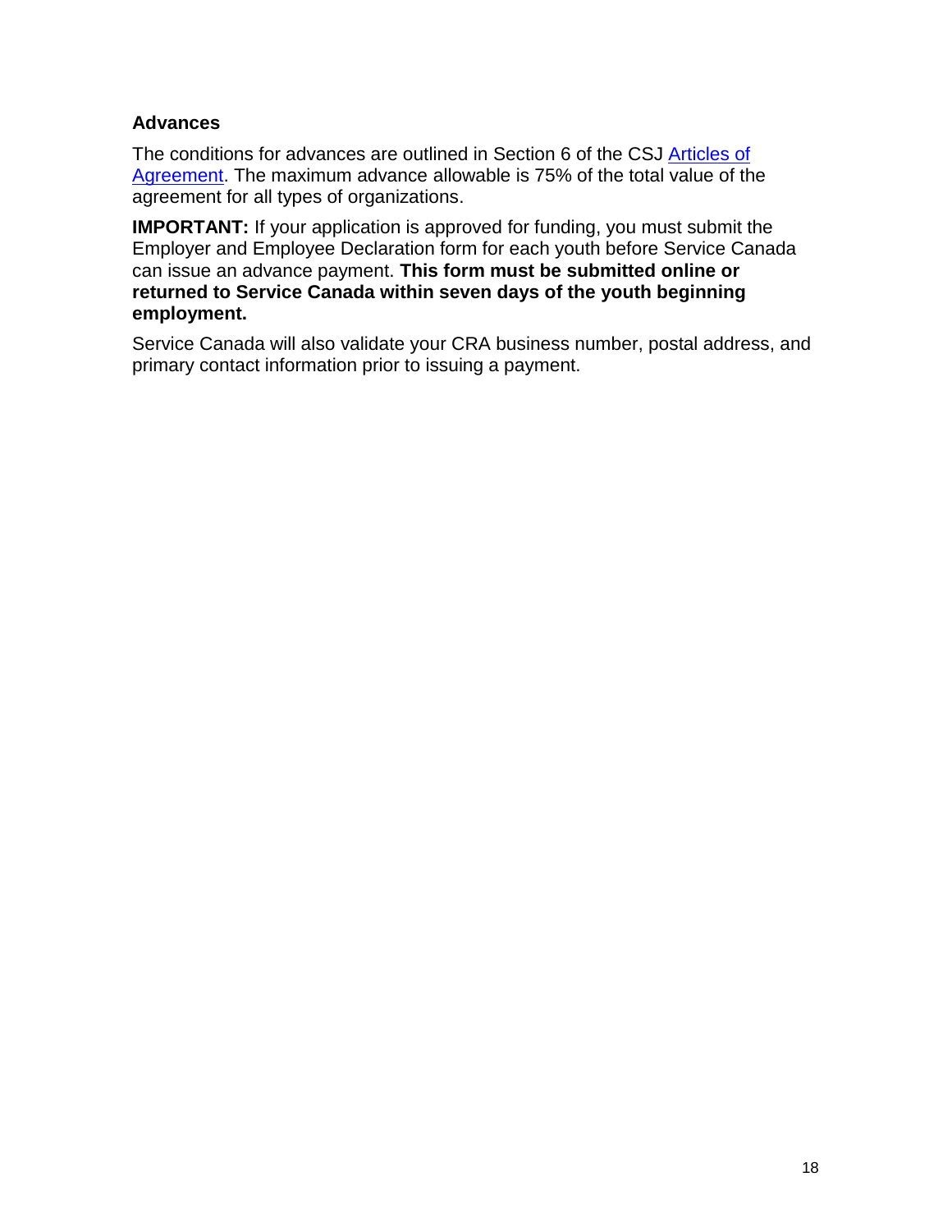### Advances

The conditions for advances are outlined in Section 6 of the CSJ Articles of Agreement. The maximum advance allowable is 75% of the total value of the agreement for all types of organizations.

**IMPORTANT:** If your application is approved for funding, you must submit the Employer and Employee Declaration form for each youth before Service Canada can issue an advance payment. **This form must be submitted online or returned to Service Canada within seven days of the youth beginning employment.**

Service Canada will also validate your CRA business number, postal address, and primary contact information prior to issuing a payment.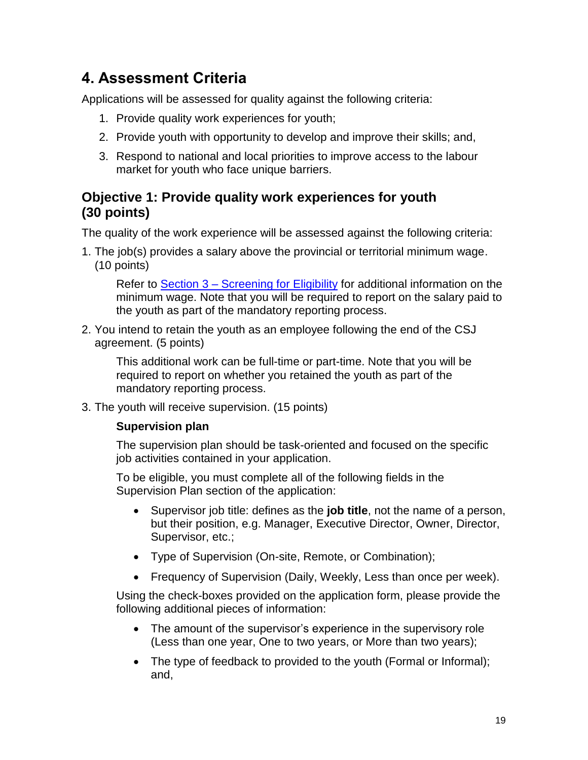# 4. Assessment Criteria

Applications will be assessed for quality against the following criteria:

1. Provide quality work experiences for youth;
2. Provide youth with opportunity to develop and improve their skills; and,
3. Respond to national and local priorities to improve access to the labour market for youth who face unique barriers.

## Objective 1: Provide quality work experiences for youth (30 points)

The quality of the work experience will be assessed against the following criteria:

1. The job(s) provides a salary above the provincial or territorial minimum wage. (10 points)

   Refer to Section 3 – Screening for Eligibility for additional information on the minimum wage. Note that you will be required to report on the salary paid to the youth as part of the mandatory reporting process.

2. You intend to retain the youth as an employee following the end of the CSJ agreement. (5 points)

   This additional work can be full-time or part-time. Note that you will be required to report on whether you retained the youth as part of the mandatory reporting process.

3. The youth will receive supervision. (15 points)

   **Supervision plan**

   The supervision plan should be task-oriented and focused on the specific job activities contained in your application.

   To be eligible, you must complete all of the following fields in the Supervision Plan section of the application:

   - Supervisor job title: defines as the **job title**, not the name of a person, but their position, e.g. Manager, Executive Director, Owner, Director, Supervisor, etc.;
   - Type of Supervision (On-site, Remote, or Combination);
   - Frequency of Supervision (Daily, Weekly, Less than once per week).

   Using the check-boxes provided on the application form, please provide the following additional pieces of information:

   - The amount of the supervisor's experience in the supervisory role (Less than one year, One to two years, or More than two years);
   - The type of feedback to provided to the youth (Formal or Informal); and,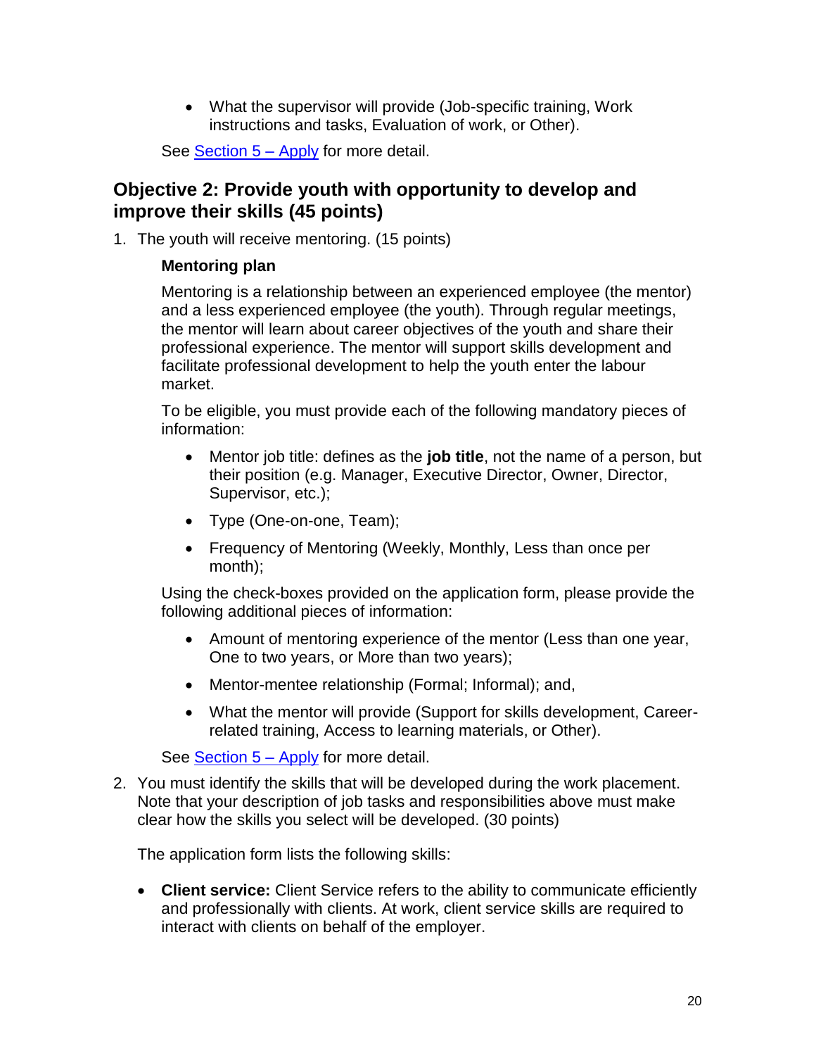- What the supervisor will provide (Job-specific training, Work instructions and tasks, Evaluation of work, or Other).

See Section 5 – Apply for more detail.

## Objective 2: Provide youth with opportunity to develop and improve their skills (45 points)

1. The youth will receive mentoring. (15 points)

   **Mentoring plan**

   Mentoring is a relationship between an experienced employee (the mentor) and a less experienced employee (the youth). Through regular meetings, the mentor will learn about career objectives of the youth and share their professional experience. The mentor will support skills development and facilitate professional development to help the youth enter the labour market.

   To be eligible, you must provide each of the following mandatory pieces of information:

   - Mentor job title: defines as the **job title**, not the name of a person, but their position (e.g. Manager, Executive Director, Owner, Director, Supervisor, etc.);
   - Type (One-on-one, Team);
   - Frequency of Mentoring (Weekly, Monthly, Less than once per month);

   Using the check-boxes provided on the application form, please provide the following additional pieces of information:

   - Amount of mentoring experience of the mentor (Less than one year, One to two years, or More than two years);
   - Mentor-mentee relationship (Formal; Informal); and,
   - What the mentor will provide (Support for skills development, Career-related training, Access to learning materials, or Other).

   See Section 5 – Apply for more detail.

2. You must identify the skills that will be developed during the work placement. Note that your description of job tasks and responsibilities above must make clear how the skills you select will be developed. (30 points)

   The application form lists the following skills:

   - **Client service:** Client Service refers to the ability to communicate efficiently and professionally with clients. At work, client service skills are required to interact with clients on behalf of the employer.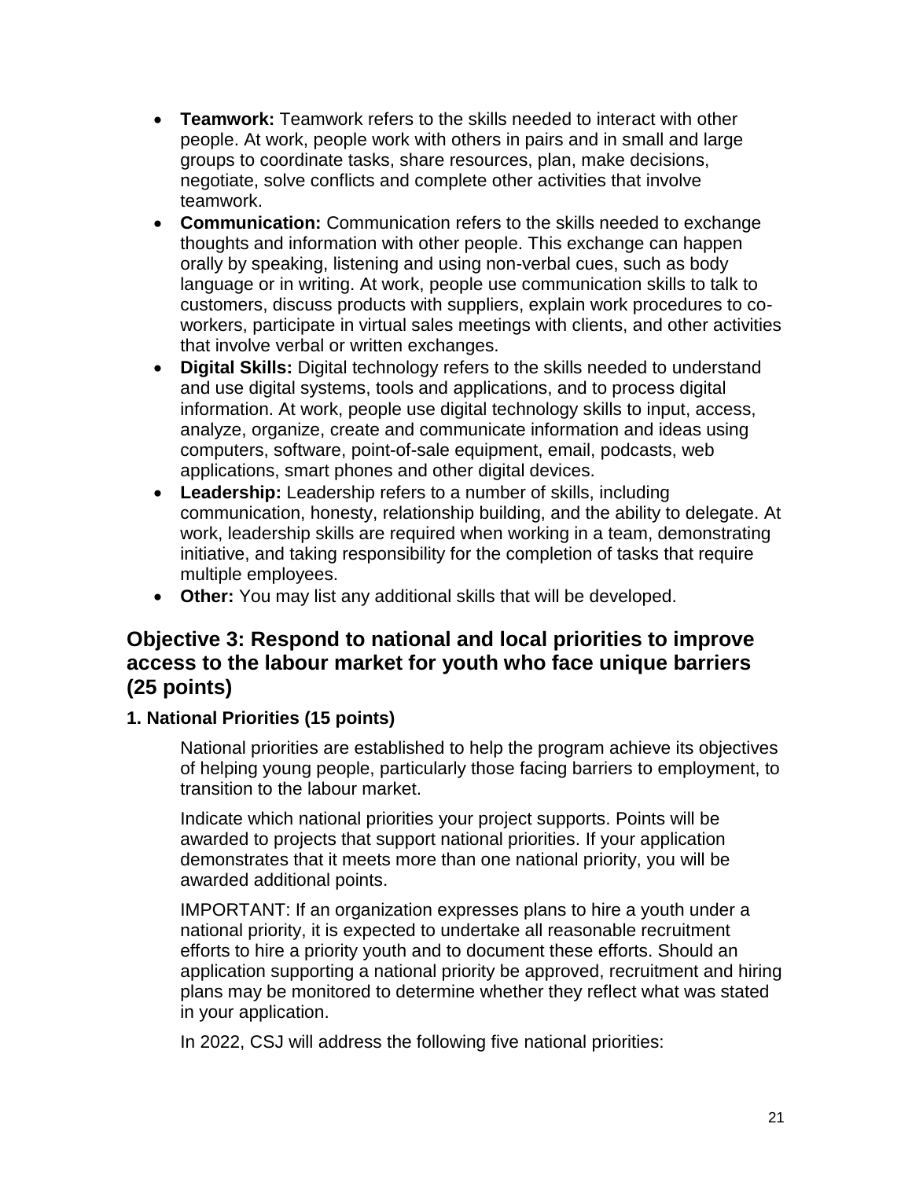- **Teamwork:** Teamwork refers to the skills needed to interact with other people. At work, people work with others in pairs and in small and large groups to coordinate tasks, share resources, plan, make decisions, negotiate, solve conflicts and complete other activities that involve teamwork.
- **Communication:** Communication refers to the skills needed to exchange thoughts and information with other people. This exchange can happen orally by speaking, listening and using non-verbal cues, such as body language or in writing. At work, people use communication skills to talk to customers, discuss products with suppliers, explain work procedures to co-workers, participate in virtual sales meetings with clients, and other activities that involve verbal or written exchanges.
- **Digital Skills:** Digital technology refers to the skills needed to understand and use digital systems, tools and applications, and to process digital information. At work, people use digital technology skills to input, access, analyze, organize, create and communicate information and ideas using computers, software, point-of-sale equipment, email, podcasts, web applications, smart phones and other digital devices.
- **Leadership:** Leadership refers to a number of skills, including communication, honesty, relationship building, and the ability to delegate. At work, leadership skills are required when working in a team, demonstrating initiative, and taking responsibility for the completion of tasks that require multiple employees.
- **Other:** You may list any additional skills that will be developed.

## Objective 3: Respond to national and local priorities to improve access to the labour market for youth who face unique barriers (25 points)

### 1. National Priorities (15 points)

National priorities are established to help the program achieve its objectives of helping young people, particularly those facing barriers to employment, to transition to the labour market.

Indicate which national priorities your project supports. Points will be awarded to projects that support national priorities. If your application demonstrates that it meets more than one national priority, you will be awarded additional points.

IMPORTANT: If an organization expresses plans to hire a youth under a national priority, it is expected to undertake all reasonable recruitment efforts to hire a priority youth and to document these efforts. Should an application supporting a national priority be approved, recruitment and hiring plans may be monitored to determine whether they reflect what was stated in your application.

In 2022, CSJ will address the following five national priorities: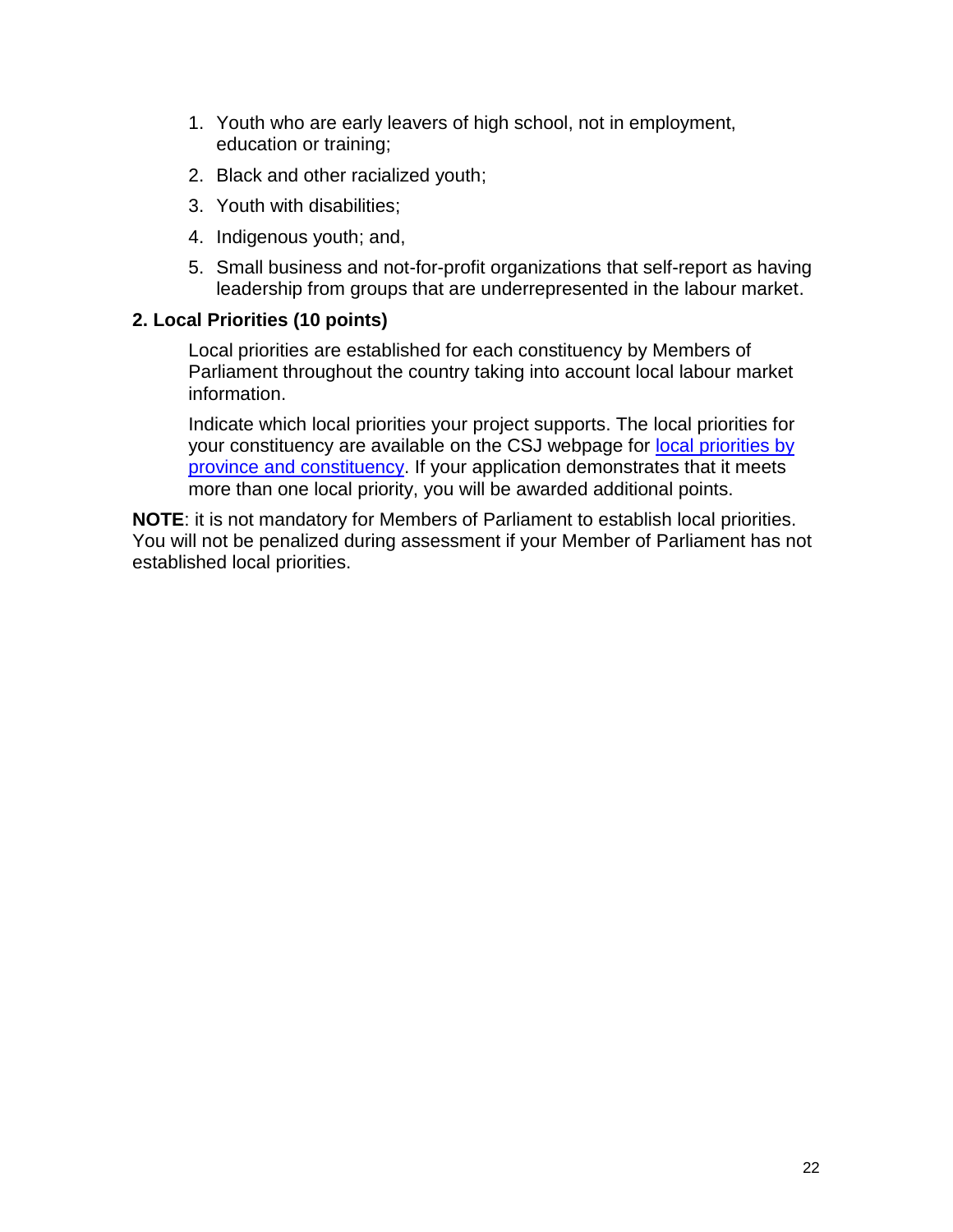1. Youth who are early leavers of high school, not in employment, education or training;
2. Black and other racialized youth;
3. Youth with disabilities;
4. Indigenous youth; and,
5. Small business and not-for-profit organizations that self-report as having leadership from groups that are underrepresented in the labour market.

**2. Local Priorities (10 points)**

Local priorities are established for each constituency by Members of Parliament throughout the country taking into account local labour market information.

Indicate which local priorities your project supports. The local priorities for your constituency are available on the CSJ webpage for local priorities by province and constituency. If your application demonstrates that it meets more than one local priority, you will be awarded additional points.

**NOTE**: it is not mandatory for Members of Parliament to establish local priorities. You will not be penalized during assessment if your Member of Parliament has not established local priorities.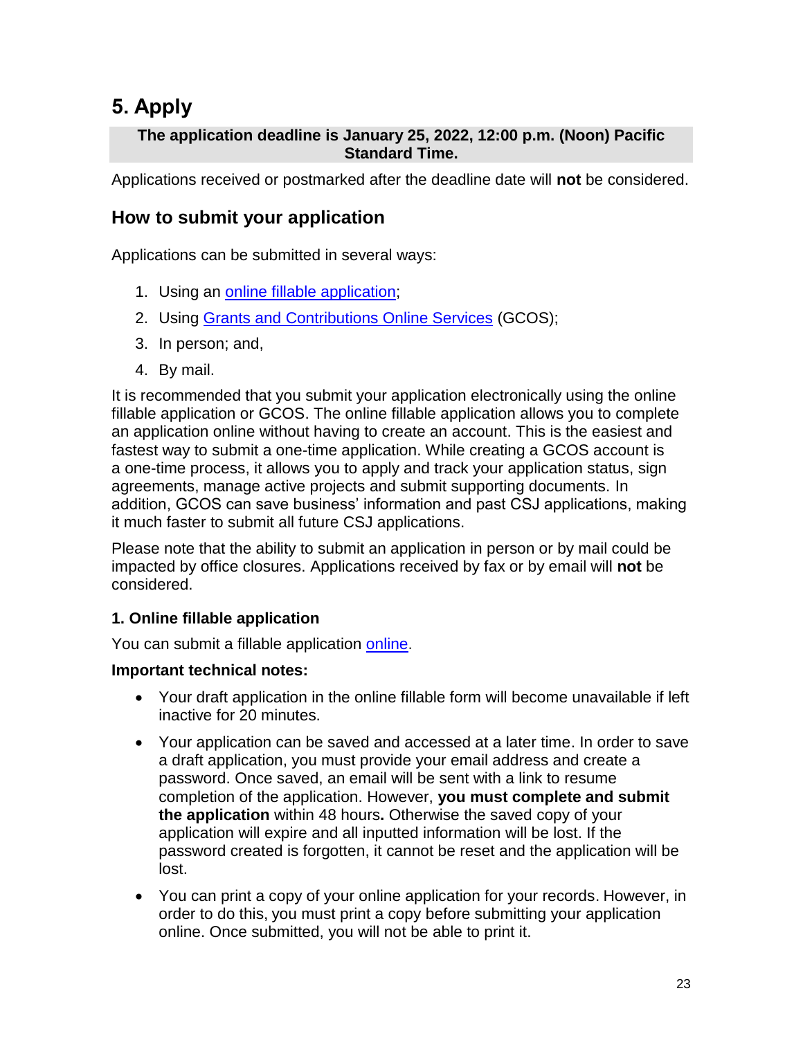# 5. Apply

**The application deadline is January 25, 2022, 12:00 p.m. (Noon) Pacific Standard Time.**

Applications received or postmarked after the deadline date will **not** be considered.

## How to submit your application

Applications can be submitted in several ways:

1. Using an online fillable application;
2. Using Grants and Contributions Online Services (GCOS);
3. In person; and,
4. By mail.

It is recommended that you submit your application electronically using the online fillable application or GCOS. The online fillable application allows you to complete an application online without having to create an account. This is the easiest and fastest way to submit a one-time application. While creating a GCOS account is a one-time process, it allows you to apply and track your application status, sign agreements, manage active projects and submit supporting documents. In addition, GCOS can save business' information and past CSJ applications, making it much faster to submit all future CSJ applications.

Please note that the ability to submit an application in person or by mail could be impacted by office closures. Applications received by fax or by email will **not** be considered.

### 1. Online fillable application

You can submit a fillable application online.

**Important technical notes:**

- Your draft application in the online fillable form will become unavailable if left inactive for 20 minutes.
- Your application can be saved and accessed at a later time. In order to save a draft application, you must provide your email address and create a password. Once saved, an email will be sent with a link to resume completion of the application. However, **you must complete and submit the application** within 48 hours**.** Otherwise the saved copy of your application will expire and all inputted information will be lost. If the password created is forgotten, it cannot be reset and the application will be lost.
- You can print a copy of your online application for your records. However, in order to do this, you must print a copy before submitting your application online. Once submitted, you will not be able to print it.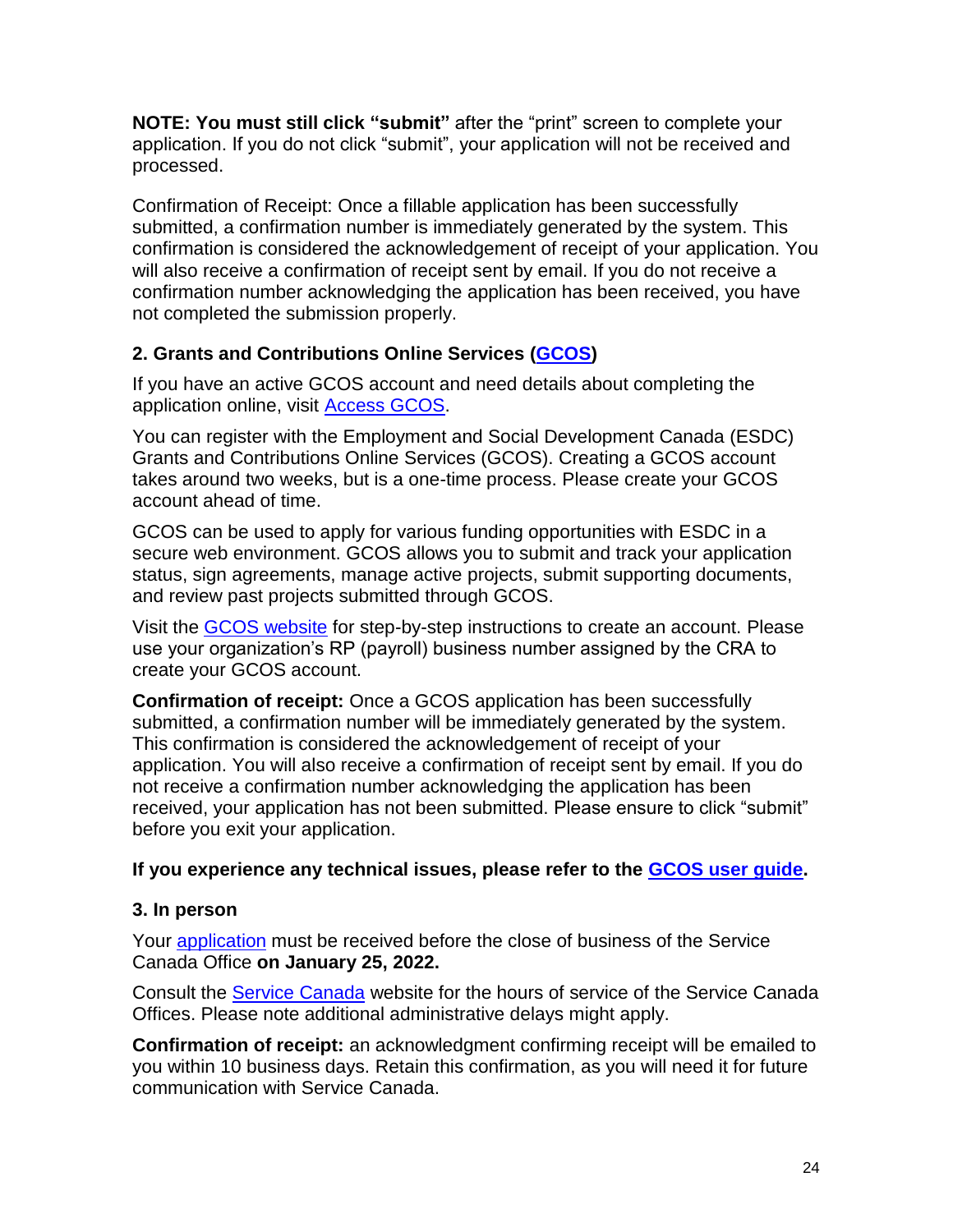**NOTE: You must still click "submit"** after the "print" screen to complete your application. If you do not click "submit", your application will not be received and processed.

Confirmation of Receipt: Once a fillable application has been successfully submitted, a confirmation number is immediately generated by the system. This confirmation is considered the acknowledgement of receipt of your application. You will also receive a confirmation of receipt sent by email. If you do not receive a confirmation number acknowledging the application has been received, you have not completed the submission properly.

### 2. Grants and Contributions Online Services (GCOS)

If you have an active GCOS account and need details about completing the application online, visit Access GCOS.

You can register with the Employment and Social Development Canada (ESDC) Grants and Contributions Online Services (GCOS). Creating a GCOS account takes around two weeks, but is a one-time process. Please create your GCOS account ahead of time.

GCOS can be used to apply for various funding opportunities with ESDC in a secure web environment. GCOS allows you to submit and track your application status, sign agreements, manage active projects, submit supporting documents, and review past projects submitted through GCOS.

Visit the GCOS website for step-by-step instructions to create an account. Please use your organization's RP (payroll) business number assigned by the CRA to create your GCOS account.

**Confirmation of receipt:** Once a GCOS application has been successfully submitted, a confirmation number will be immediately generated by the system. This confirmation is considered the acknowledgement of receipt of your application. You will also receive a confirmation of receipt sent by email. If you do not receive a confirmation number acknowledging the application has been received, your application has not been submitted. Please ensure to click "submit" before you exit your application.

**If you experience any technical issues, please refer to the GCOS user guide.**

### 3. In person

Your application must be received before the close of business of the Service Canada Office **on January 25, 2022.**

Consult the Service Canada website for the hours of service of the Service Canada Offices. Please note additional administrative delays might apply.

**Confirmation of receipt:** an acknowledgment confirming receipt will be emailed to you within 10 business days. Retain this confirmation, as you will need it for future communication with Service Canada.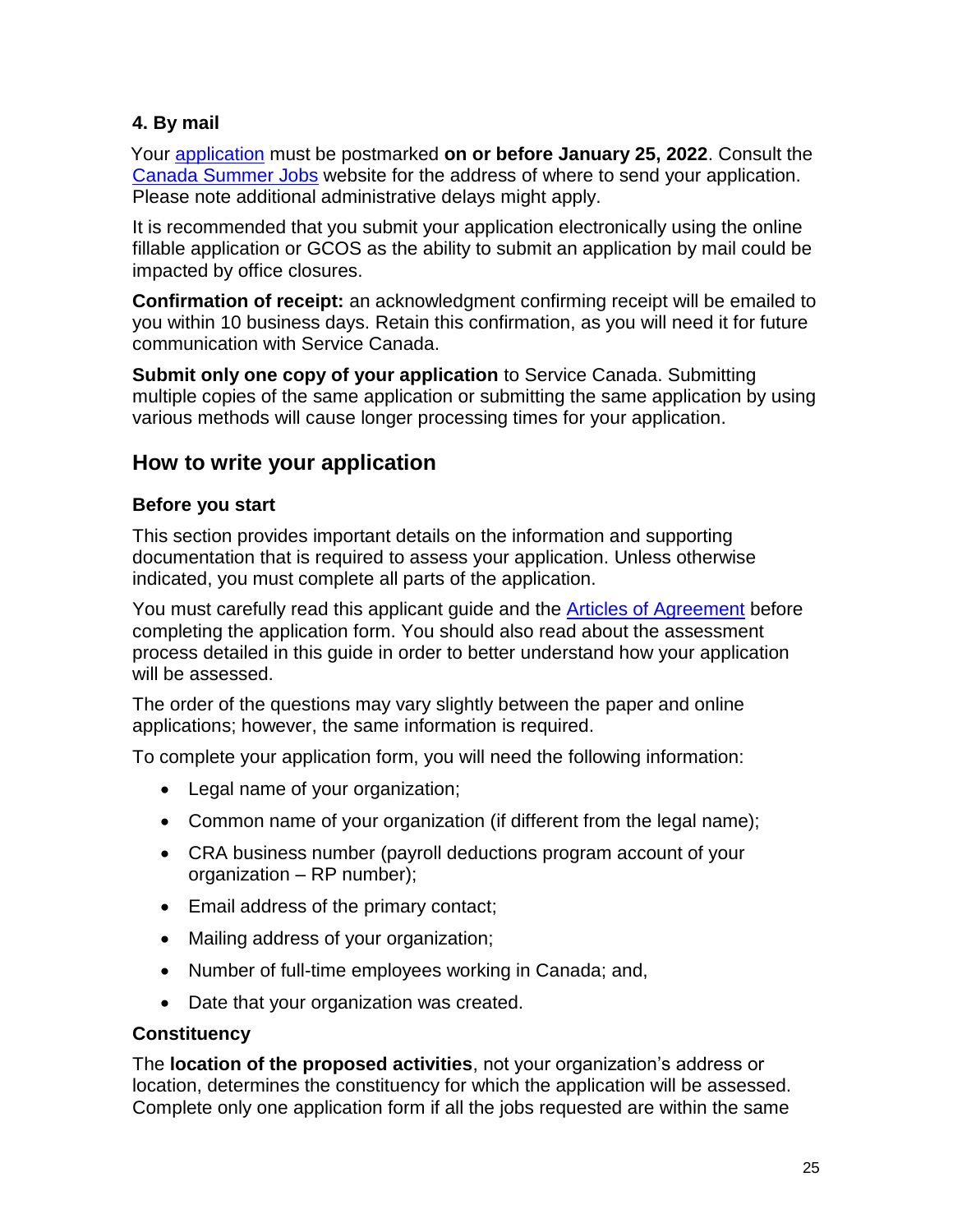**4. By mail**

Your application must be postmarked **on or before January 25, 2022**. Consult the Canada Summer Jobs website for the address of where to send your application. Please note additional administrative delays might apply.

It is recommended that you submit your application electronically using the online fillable application or GCOS as the ability to submit an application by mail could be impacted by office closures.

**Confirmation of receipt:** an acknowledgment confirming receipt will be emailed to you within 10 business days. Retain this confirmation, as you will need it for future communication with Service Canada.

**Submit only one copy of your application** to Service Canada. Submitting multiple copies of the same application or submitting the same application by using various methods will cause longer processing times for your application.

## How to write your application

### Before you start

This section provides important details on the information and supporting documentation that is required to assess your application. Unless otherwise indicated, you must complete all parts of the application.

You must carefully read this applicant guide and the Articles of Agreement before completing the application form. You should also read about the assessment process detailed in this guide in order to better understand how your application will be assessed.

The order of the questions may vary slightly between the paper and online applications; however, the same information is required.

To complete your application form, you will need the following information:

- Legal name of your organization;
- Common name of your organization (if different from the legal name);
- CRA business number (payroll deductions program account of your organization – RP number);
- Email address of the primary contact;
- Mailing address of your organization;
- Number of full-time employees working in Canada; and,
- Date that your organization was created.

### Constituency

The **location of the proposed activities**, not your organization's address or location, determines the constituency for which the application will be assessed. Complete only one application form if all the jobs requested are within the same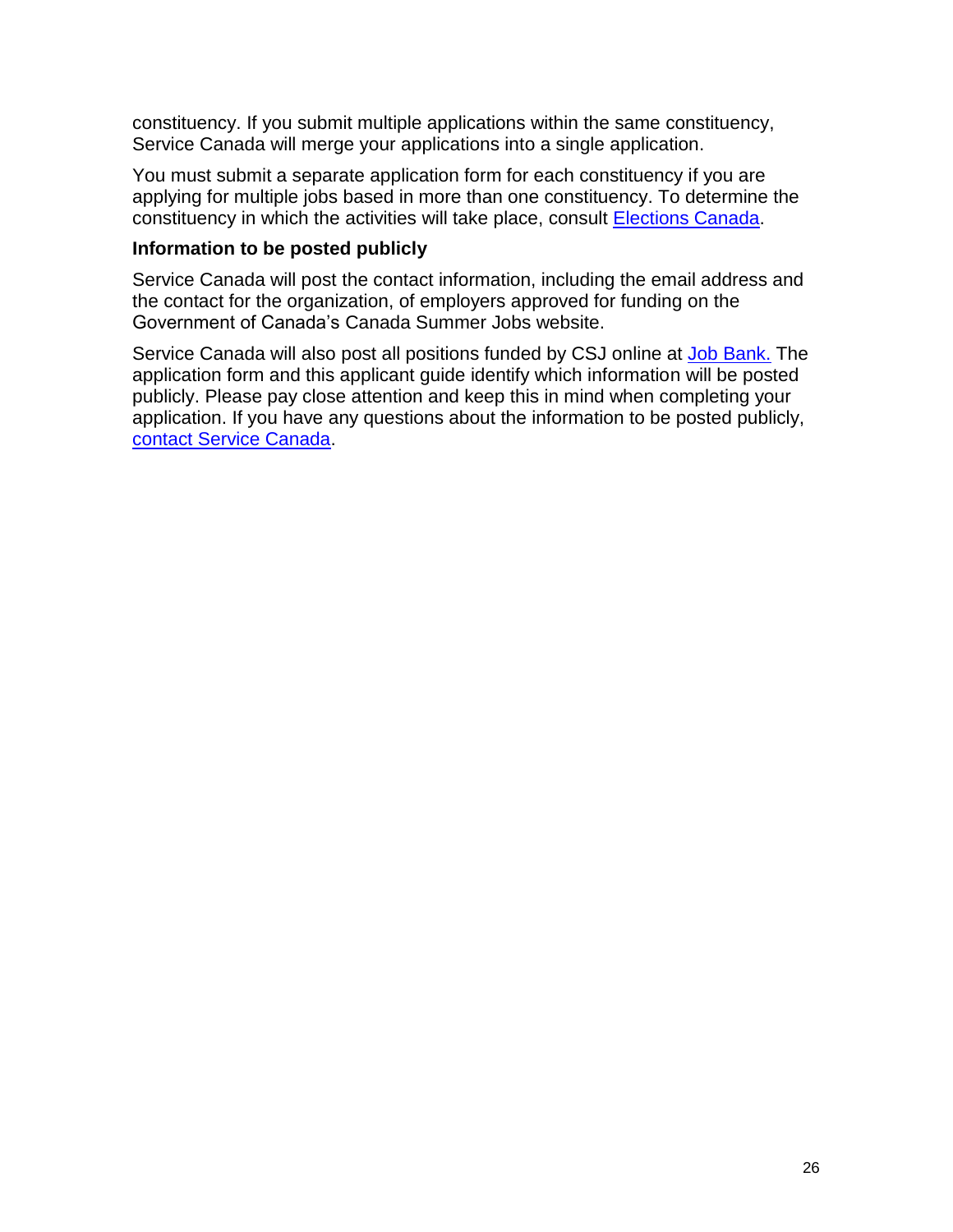constituency. If you submit multiple applications within the same constituency, Service Canada will merge your applications into a single application.

You must submit a separate application form for each constituency if you are applying for multiple jobs based in more than one constituency. To determine the constituency in which the activities will take place, consult Elections Canada.

**Information to be posted publicly**

Service Canada will post the contact information, including the email address and the contact for the organization, of employers approved for funding on the Government of Canada's Canada Summer Jobs website.

Service Canada will also post all positions funded by CSJ online at Job Bank. The application form and this applicant guide identify which information will be posted publicly. Please pay close attention and keep this in mind when completing your application. If you have any questions about the information to be posted publicly, contact Service Canada.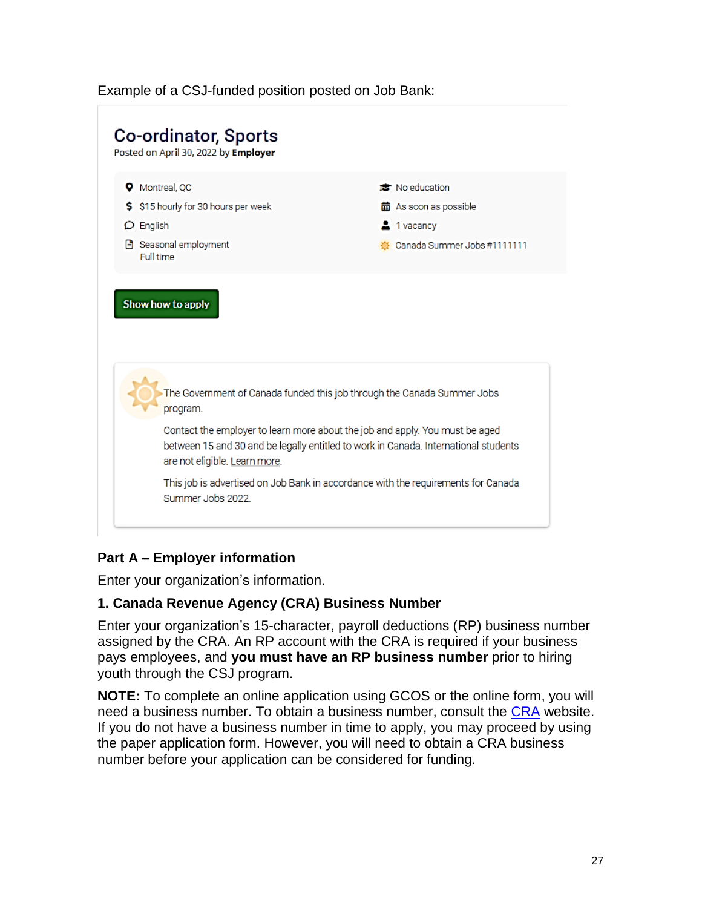Example of a CSJ-funded position posted on Job Bank:

## Co-ordinator, Sports

Posted on April 30, 2022 by **Employer**

- Montreal, QC
- $15 hourly for 30 hours per week
- English
- Seasonal employment
  Full time
- No education
- As soon as possible
- 1 vacancy
- Canada Summer Jobs #1111111

**Show how to apply**

The Government of Canada funded this job through the Canada Summer Jobs program.

Contact the employer to learn more about the job and apply. You must be aged between 15 and 30 and be legally entitled to work in Canada. International students are not eligible. Learn more.

This job is advertised on Job Bank in accordance with the requirements for Canada Summer Jobs 2022.

### Part A – Employer information

Enter your organization's information.

#### 1. Canada Revenue Agency (CRA) Business Number

Enter your organization's 15-character, payroll deductions (RP) business number assigned by the CRA. An RP account with the CRA is required if your business pays employees, and **you must have an RP business number** prior to hiring youth through the CSJ program.

**NOTE:** To complete an online application using GCOS or the online form, you will need a business number. To obtain a business number, consult the CRA website. If you do not have a business number in time to apply, you may proceed by using the paper application form. However, you will need to obtain a CRA business number before your application can be considered for funding.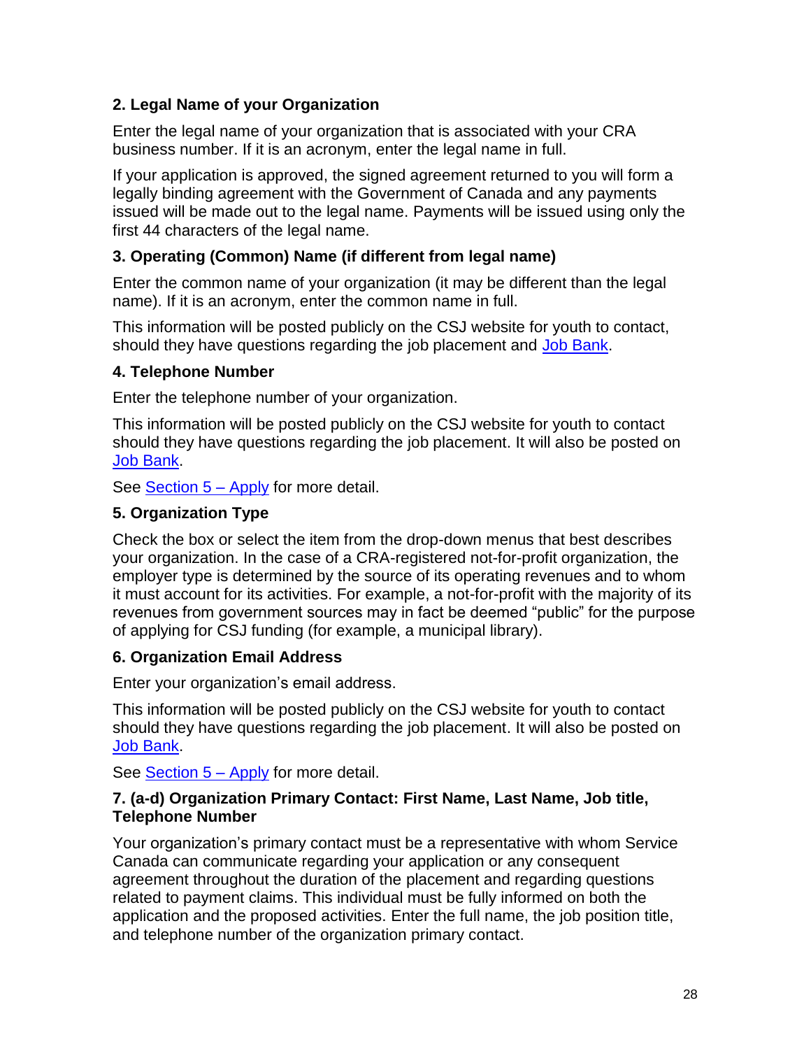### 2. Legal Name of your Organization

Enter the legal name of your organization that is associated with your CRA business number. If it is an acronym, enter the legal name in full.

If your application is approved, the signed agreement returned to you will form a legally binding agreement with the Government of Canada and any payments issued will be made out to the legal name. Payments will be issued using only the first 44 characters of the legal name.

### 3. Operating (Common) Name (if different from legal name)

Enter the common name of your organization (it may be different than the legal name). If it is an acronym, enter the common name in full.

This information will be posted publicly on the CSJ website for youth to contact, should they have questions regarding the job placement and Job Bank.

### 4. Telephone Number

Enter the telephone number of your organization.

This information will be posted publicly on the CSJ website for youth to contact should they have questions regarding the job placement. It will also be posted on Job Bank.

See Section 5 – Apply for more detail.

### 5. Organization Type

Check the box or select the item from the drop-down menus that best describes your organization. In the case of a CRA-registered not-for-profit organization, the employer type is determined by the source of its operating revenues and to whom it must account for its activities. For example, a not-for-profit with the majority of its revenues from government sources may in fact be deemed "public" for the purpose of applying for CSJ funding (for example, a municipal library).

### 6. Organization Email Address

Enter your organization's email address.

This information will be posted publicly on the CSJ website for youth to contact should they have questions regarding the job placement. It will also be posted on Job Bank.

See Section 5 – Apply for more detail.

### 7. (a-d) Organization Primary Contact: First Name, Last Name, Job title, Telephone Number

Your organization's primary contact must be a representative with whom Service Canada can communicate regarding your application or any consequent agreement throughout the duration of the placement and regarding questions related to payment claims. This individual must be fully informed on both the application and the proposed activities. Enter the full name, the job position title, and telephone number of the organization primary contact.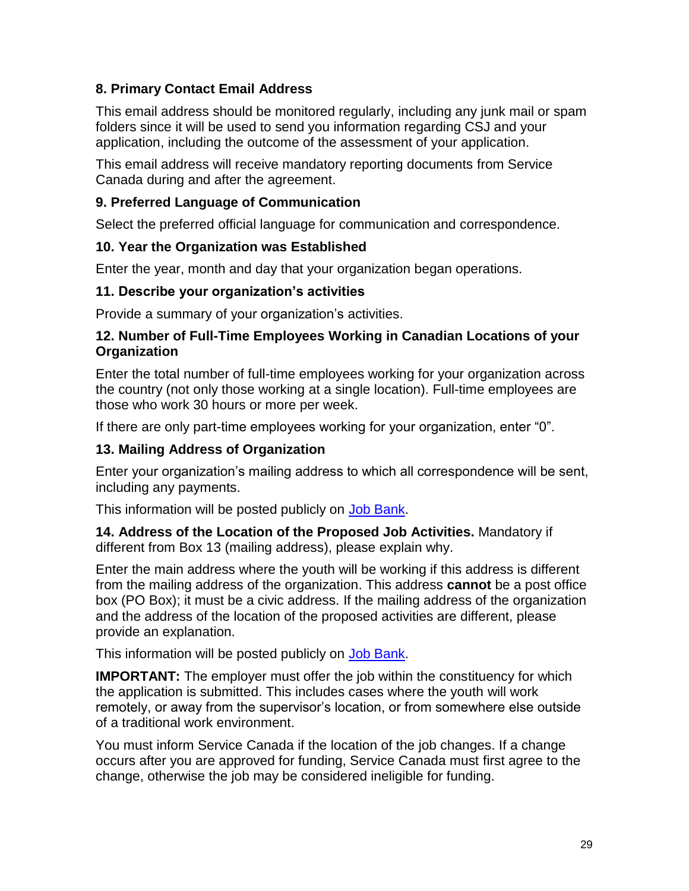### 8. Primary Contact Email Address

This email address should be monitored regularly, including any junk mail or spam folders since it will be used to send you information regarding CSJ and your application, including the outcome of the assessment of your application.

This email address will receive mandatory reporting documents from Service Canada during and after the agreement.

### 9. Preferred Language of Communication

Select the preferred official language for communication and correspondence.

### 10. Year the Organization was Established

Enter the year, month and day that your organization began operations.

### 11. Describe your organization's activities

Provide a summary of your organization's activities.

### 12. Number of Full-Time Employees Working in Canadian Locations of your Organization

Enter the total number of full-time employees working for your organization across the country (not only those working at a single location). Full-time employees are those who work 30 hours or more per week.

If there are only part-time employees working for your organization, enter "0".

### 13. Mailing Address of Organization

Enter your organization's mailing address to which all correspondence will be sent, including any payments.

This information will be posted publicly on [Job Bank](https://www.jobbank.gc.ca).

**14. Address of the Location of the Proposed Job Activities.** Mandatory if different from Box 13 (mailing address), please explain why.

Enter the main address where the youth will be working if this address is different from the mailing address of the organization. This address **cannot** be a post office box (PO Box); it must be a civic address. If the mailing address of the organization and the address of the location of the proposed activities are different, please provide an explanation.

This information will be posted publicly on [Job Bank](https://www.jobbank.gc.ca).

**IMPORTANT:** The employer must offer the job within the constituency for which the application is submitted. This includes cases where the youth will work remotely, or away from the supervisor's location, or from somewhere else outside of a traditional work environment.

You must inform Service Canada if the location of the job changes. If a change occurs after you are approved for funding, Service Canada must first agree to the change, otherwise the job may be considered ineligible for funding.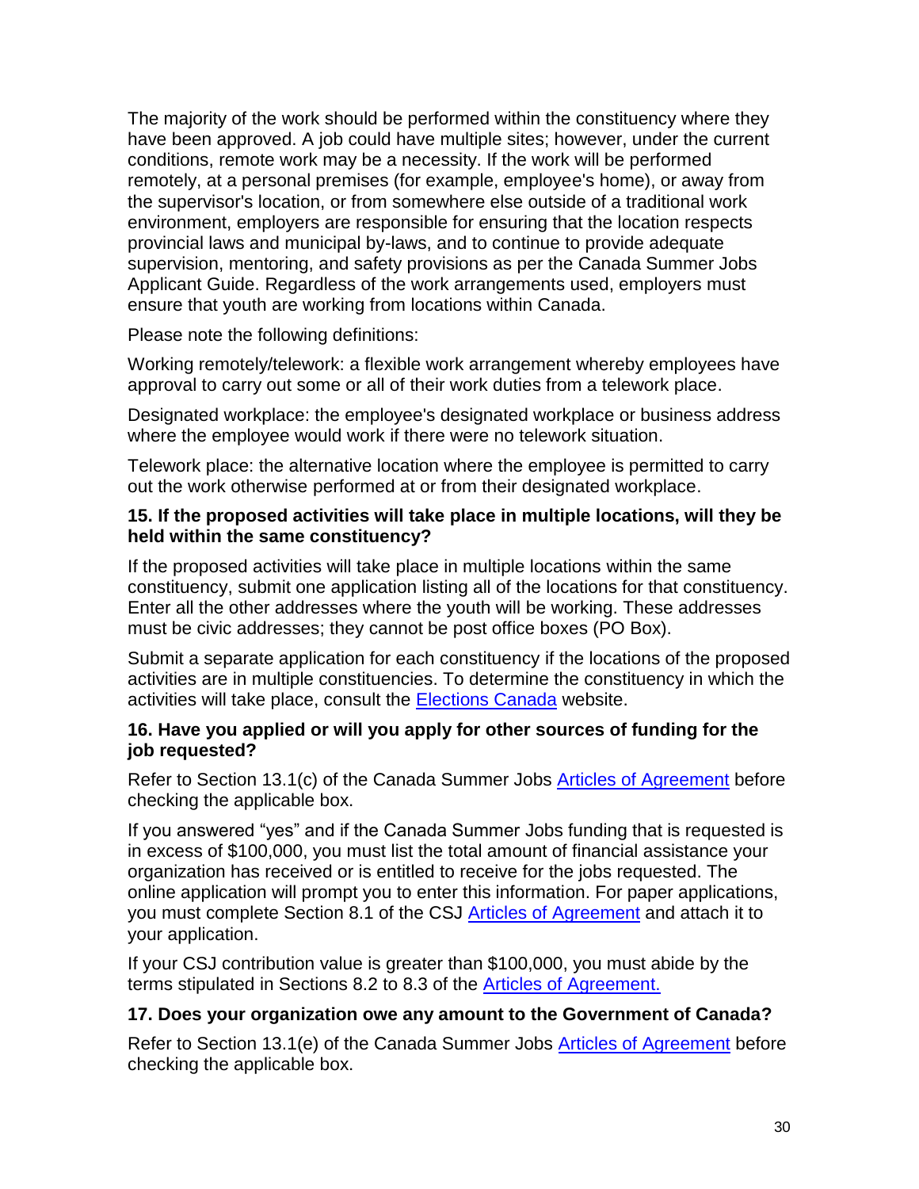The majority of the work should be performed within the constituency where they have been approved. A job could have multiple sites; however, under the current conditions, remote work may be a necessity. If the work will be performed remotely, at a personal premises (for example, employee's home), or away from the supervisor's location, or from somewhere else outside of a traditional work environment, employers are responsible for ensuring that the location respects provincial laws and municipal by-laws, and to continue to provide adequate supervision, mentoring, and safety provisions as per the Canada Summer Jobs Applicant Guide. Regardless of the work arrangements used, employers must ensure that youth are working from locations within Canada.

Please note the following definitions:

Working remotely/telework: a flexible work arrangement whereby employees have approval to carry out some or all of their work duties from a telework place.

Designated workplace: the employee's designated workplace or business address where the employee would work if there were no telework situation.

Telework place: the alternative location where the employee is permitted to carry out the work otherwise performed at or from their designated workplace.

**15. If the proposed activities will take place in multiple locations, will they be held within the same constituency?**

If the proposed activities will take place in multiple locations within the same constituency, submit one application listing all of the locations for that constituency. Enter all the other addresses where the youth will be working. These addresses must be civic addresses; they cannot be post office boxes (PO Box).

Submit a separate application for each constituency if the locations of the proposed activities are in multiple constituencies. To determine the constituency in which the activities will take place, consult the Elections Canada website.

**16. Have you applied or will you apply for other sources of funding for the job requested?**

Refer to Section 13.1(c) of the Canada Summer Jobs Articles of Agreement before checking the applicable box.

If you answered "yes" and if the Canada Summer Jobs funding that is requested is in excess of $100,000, you must list the total amount of financial assistance your organization has received or is entitled to receive for the jobs requested. The online application will prompt you to enter this information. For paper applications, you must complete Section 8.1 of the CSJ Articles of Agreement and attach it to your application.

If your CSJ contribution value is greater than $100,000, you must abide by the terms stipulated in Sections 8.2 to 8.3 of the Articles of Agreement.

**17. Does your organization owe any amount to the Government of Canada?**

Refer to Section 13.1(e) of the Canada Summer Jobs Articles of Agreement before checking the applicable box.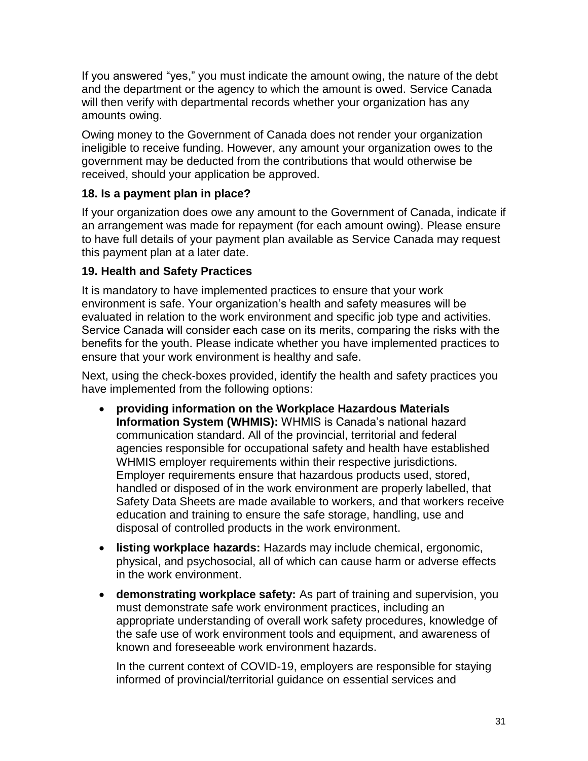If you answered “yes,” you must indicate the amount owing, the nature of the debt and the department or the agency to which the amount is owed. Service Canada will then verify with departmental records whether your organization has any amounts owing.

Owing money to the Government of Canada does not render your organization ineligible to receive funding. However, any amount your organization owes to the government may be deducted from the contributions that would otherwise be received, should your application be approved.

### 18. Is a payment plan in place?

If your organization does owe any amount to the Government of Canada, indicate if an arrangement was made for repayment (for each amount owing). Please ensure to have full details of your payment plan available as Service Canada may request this payment plan at a later date.

### 19. Health and Safety Practices

It is mandatory to have implemented practices to ensure that your work environment is safe. Your organization’s health and safety measures will be evaluated in relation to the work environment and specific job type and activities. Service Canada will consider each case on its merits, comparing the risks with the benefits for the youth. Please indicate whether you have implemented practices to ensure that your work environment is healthy and safe.

Next, using the check-boxes provided, identify the health and safety practices you have implemented from the following options:

- **providing information on the Workplace Hazardous Materials Information System (WHMIS):** WHMIS is Canada’s national hazard communication standard. All of the provincial, territorial and federal agencies responsible for occupational safety and health have established WHMIS employer requirements within their respective jurisdictions. Employer requirements ensure that hazardous products used, stored, handled or disposed of in the work environment are properly labelled, that Safety Data Sheets are made available to workers, and that workers receive education and training to ensure the safe storage, handling, use and disposal of controlled products in the work environment.
- **listing workplace hazards:** Hazards may include chemical, ergonomic, physical, and psychosocial, all of which can cause harm or adverse effects in the work environment.
- **demonstrating workplace safety:** As part of training and supervision, you must demonstrate safe work environment practices, including an appropriate understanding of overall work safety procedures, knowledge of the safe use of work environment tools and equipment, and awareness of known and foreseeable work environment hazards.

  In the current context of COVID-19, employers are responsible for staying informed of provincial/territorial guidance on essential services and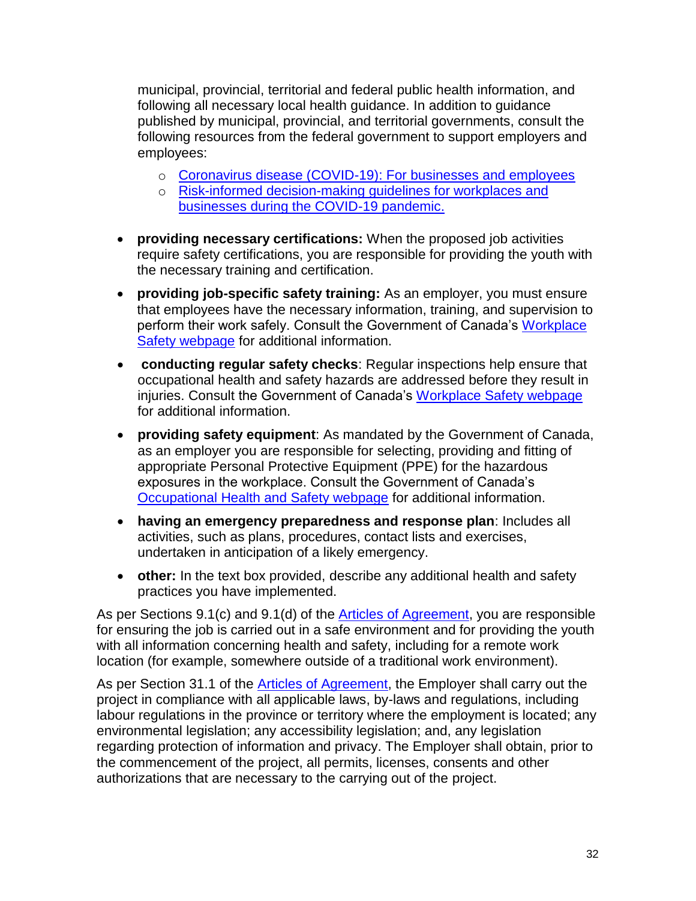municipal, provincial, territorial and federal public health information, and following all necessary local health guidance. In addition to guidance published by municipal, provincial, and territorial governments, consult the following resources from the federal government to support employers and employees:

  - Coronavirus disease (COVID-19): For businesses and employees
  - Risk-informed decision-making guidelines for workplaces and businesses during the COVID-19 pandemic.

- **providing necessary certifications:** When the proposed job activities require safety certifications, you are responsible for providing the youth with the necessary training and certification.
- **providing job-specific safety training:** As an employer, you must ensure that employees have the necessary information, training, and supervision to perform their work safely. Consult the Government of Canada's Workplace Safety webpage for additional information.
- **conducting regular safety checks**: Regular inspections help ensure that occupational health and safety hazards are addressed before they result in injuries. Consult the Government of Canada's Workplace Safety webpage for additional information.
- **providing safety equipment**: As mandated by the Government of Canada, as an employer you are responsible for selecting, providing and fitting of appropriate Personal Protective Equipment (PPE) for the hazardous exposures in the workplace. Consult the Government of Canada's Occupational Health and Safety webpage for additional information.
- **having an emergency preparedness and response plan**: Includes all activities, such as plans, procedures, contact lists and exercises, undertaken in anticipation of a likely emergency.
- **other:** In the text box provided, describe any additional health and safety practices you have implemented.

As per Sections 9.1(c) and 9.1(d) of the Articles of Agreement, you are responsible for ensuring the job is carried out in a safe environment and for providing the youth with all information concerning health and safety, including for a remote work location (for example, somewhere outside of a traditional work environment).

As per Section 31.1 of the Articles of Agreement, the Employer shall carry out the project in compliance with all applicable laws, by-laws and regulations, including labour regulations in the province or territory where the employment is located; any environmental legislation; any accessibility legislation; and, any legislation regarding protection of information and privacy. The Employer shall obtain, prior to the commencement of the project, all permits, licenses, consents and other authorizations that are necessary to the carrying out of the project.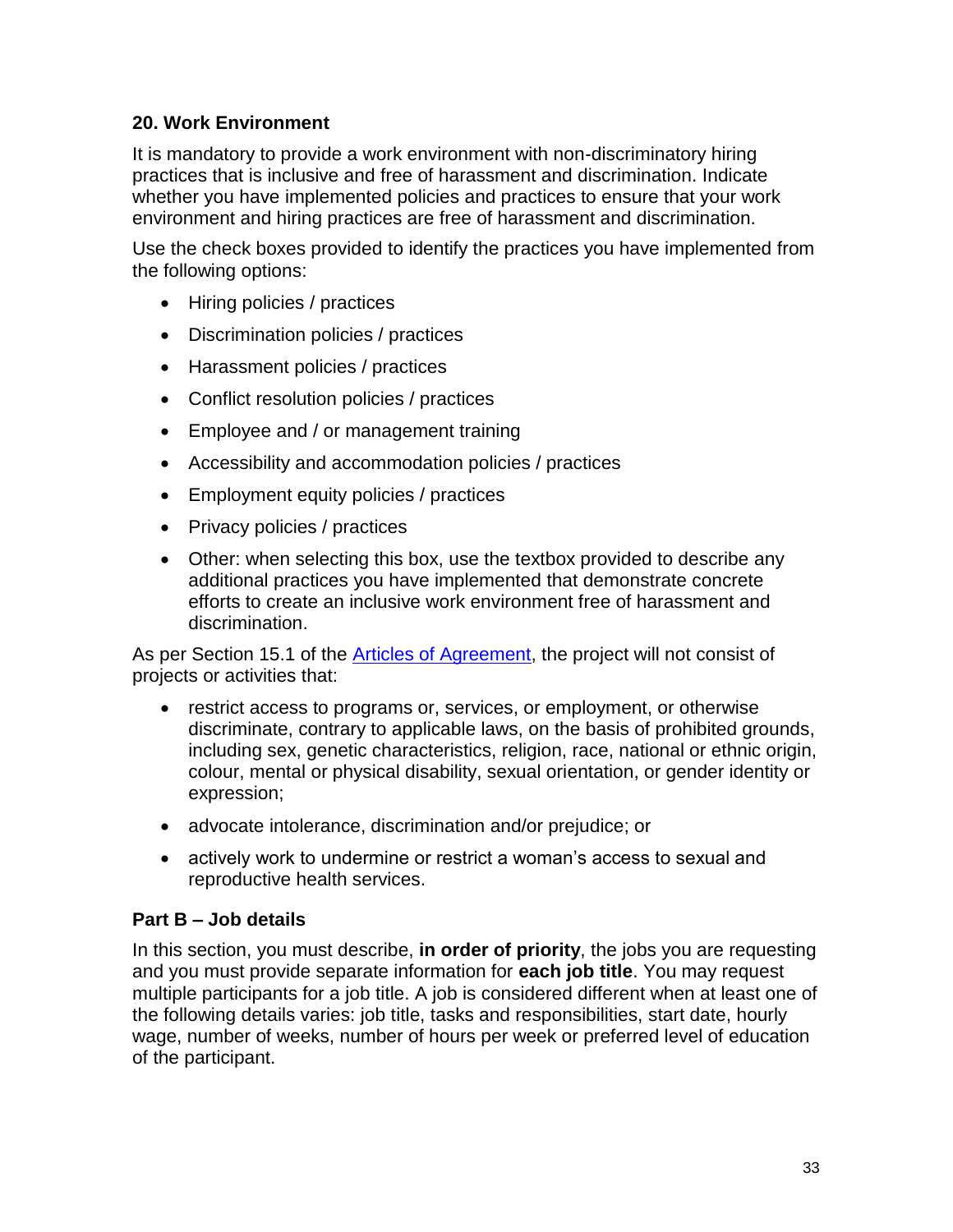### 20. Work Environment

It is mandatory to provide a work environment with non-discriminatory hiring practices that is inclusive and free of harassment and discrimination. Indicate whether you have implemented policies and practices to ensure that your work environment and hiring practices are free of harassment and discrimination.

Use the check boxes provided to identify the practices you have implemented from the following options:

- Hiring policies / practices
- Discrimination policies / practices
- Harassment policies / practices
- Conflict resolution policies / practices
- Employee and / or management training
- Accessibility and accommodation policies / practices
- Employment equity policies / practices
- Privacy policies / practices
- Other: when selecting this box, use the textbox provided to describe any additional practices you have implemented that demonstrate concrete efforts to create an inclusive work environment free of harassment and discrimination.

As per Section 15.1 of the [Articles of Agreement](), the project will not consist of projects or activities that:

- restrict access to programs or, services, or employment, or otherwise discriminate, contrary to applicable laws, on the basis of prohibited grounds, including sex, genetic characteristics, religion, race, national or ethnic origin, colour, mental or physical disability, sexual orientation, or gender identity or expression;
- advocate intolerance, discrimination and/or prejudice; or
- actively work to undermine or restrict a woman's access to sexual and reproductive health services.

## Part B – Job details

In this section, you must describe, **in order of priority**, the jobs you are requesting and you must provide separate information for **each job title**. You may request multiple participants for a job title. A job is considered different when at least one of the following details varies: job title, tasks and responsibilities, start date, hourly wage, number of weeks, number of hours per week or preferred level of education of the participant.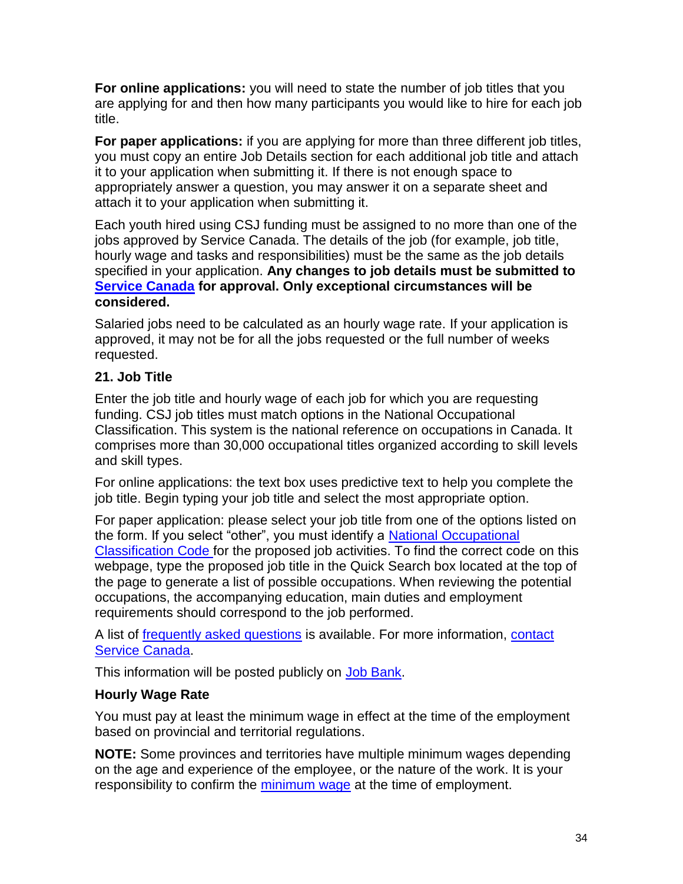**For online applications:** you will need to state the number of job titles that you are applying for and then how many participants you would like to hire for each job title.

**For paper applications:** if you are applying for more than three different job titles, you must copy an entire Job Details section for each additional job title and attach it to your application when submitting it. If there is not enough space to appropriately answer a question, you may answer it on a separate sheet and attach it to your application when submitting it.

Each youth hired using CSJ funding must be assigned to no more than one of the jobs approved by Service Canada. The details of the job (for example, job title, hourly wage and tasks and responsibilities) must be the same as the job details specified in your application. **Any changes to job details must be submitted to Service Canada for approval. Only exceptional circumstances will be considered.**

Salaried jobs need to be calculated as an hourly wage rate. If your application is approved, it may not be for all the jobs requested or the full number of weeks requested.

### 21. Job Title

Enter the job title and hourly wage of each job for which you are requesting funding. CSJ job titles must match options in the National Occupational Classification. This system is the national reference on occupations in Canada. It comprises more than 30,000 occupational titles organized according to skill levels and skill types.

For online applications: the text box uses predictive text to help you complete the job title. Begin typing your job title and select the most appropriate option.

For paper application: please select your job title from one of the options listed on the form. If you select "other", you must identify a National Occupational Classification Code for the proposed job activities. To find the correct code on this webpage, type the proposed job title in the Quick Search box located at the top of the page to generate a list of possible occupations. When reviewing the potential occupations, the accompanying education, main duties and employment requirements should correspond to the job performed.

A list of frequently asked questions is available. For more information, contact Service Canada.

This information will be posted publicly on Job Bank.

### Hourly Wage Rate

You must pay at least the minimum wage in effect at the time of the employment based on provincial and territorial regulations.

**NOTE:** Some provinces and territories have multiple minimum wages depending on the age and experience of the employee, or the nature of the work. It is your responsibility to confirm the minimum wage at the time of employment.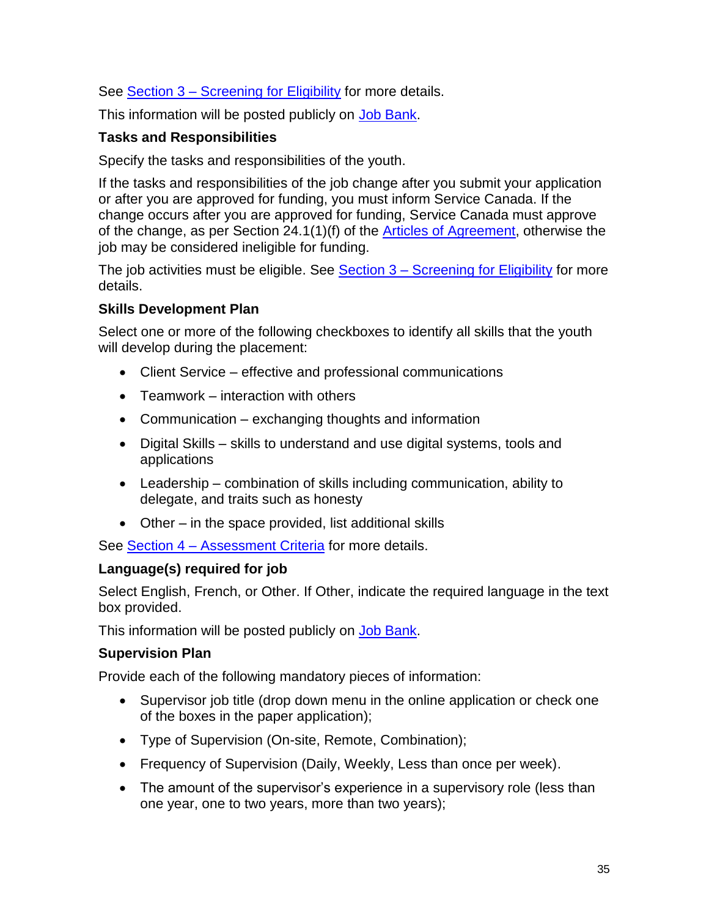See Section 3 – Screening for Eligibility for more details.

This information will be posted publicly on Job Bank.

**Tasks and Responsibilities**

Specify the tasks and responsibilities of the youth.

If the tasks and responsibilities of the job change after you submit your application or after you are approved for funding, you must inform Service Canada. If the change occurs after you are approved for funding, Service Canada must approve of the change, as per Section 24.1(1)(f) of the Articles of Agreement, otherwise the job may be considered ineligible for funding.

The job activities must be eligible. See Section 3 – Screening for Eligibility for more details.

**Skills Development Plan**

Select one or more of the following checkboxes to identify all skills that the youth will develop during the placement:

- Client Service – effective and professional communications
- Teamwork – interaction with others
- Communication – exchanging thoughts and information
- Digital Skills – skills to understand and use digital systems, tools and applications
- Leadership – combination of skills including communication, ability to delegate, and traits such as honesty
- Other – in the space provided, list additional skills

See Section 4 – Assessment Criteria for more details.

**Language(s) required for job**

Select English, French, or Other. If Other, indicate the required language in the text box provided.

This information will be posted publicly on Job Bank.

**Supervision Plan**

Provide each of the following mandatory pieces of information:

- Supervisor job title (drop down menu in the online application or check one of the boxes in the paper application);
- Type of Supervision (On-site, Remote, Combination);
- Frequency of Supervision (Daily, Weekly, Less than once per week).
- The amount of the supervisor's experience in a supervisory role (less than one year, one to two years, more than two years);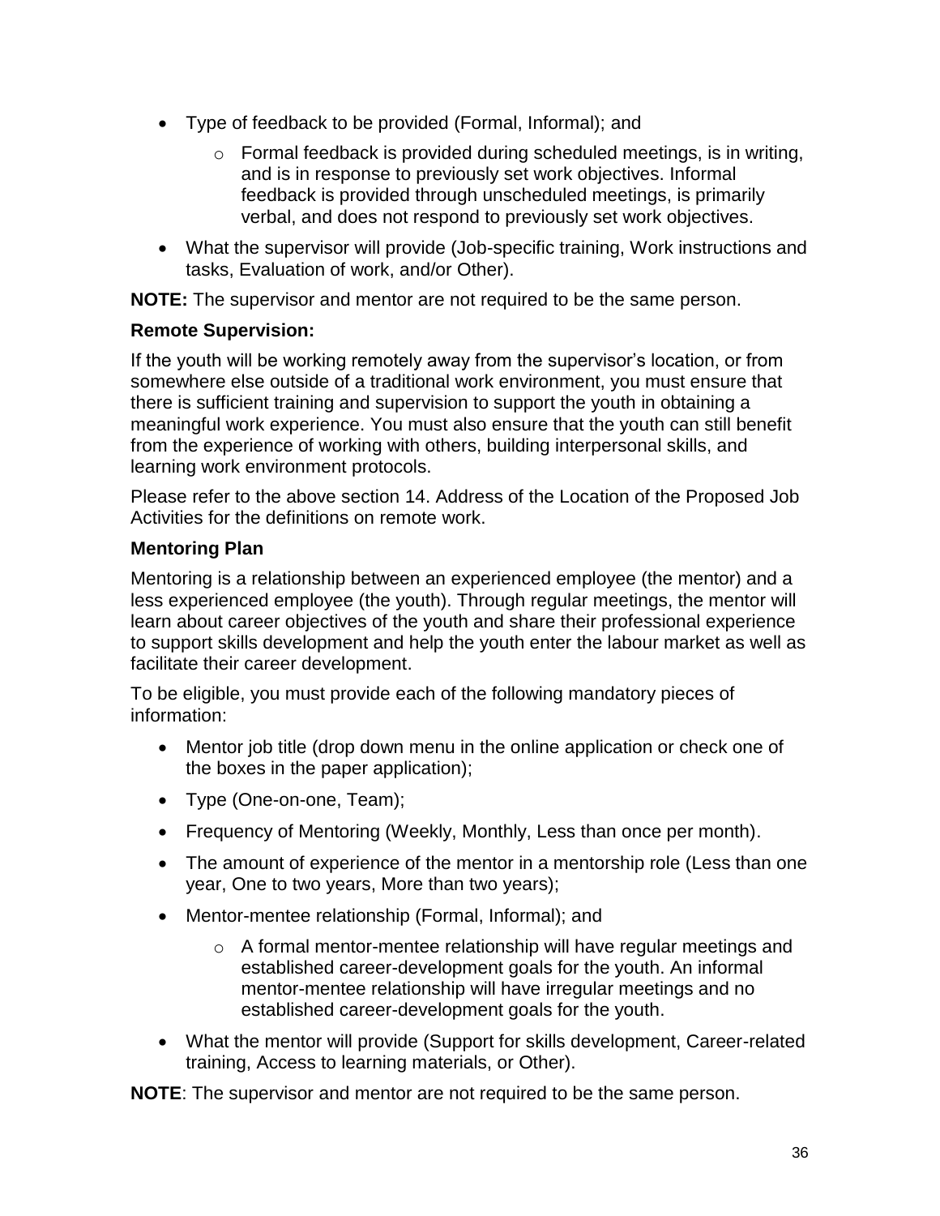- Type of feedback to be provided (Formal, Informal); and
  - Formal feedback is provided during scheduled meetings, is in writing, and is in response to previously set work objectives. Informal feedback is provided through unscheduled meetings, is primarily verbal, and does not respond to previously set work objectives.
- What the supervisor will provide (Job-specific training, Work instructions and tasks, Evaluation of work, and/or Other).

**NOTE:** The supervisor and mentor are not required to be the same person.

**Remote Supervision:**

If the youth will be working remotely away from the supervisor's location, or from somewhere else outside of a traditional work environment, you must ensure that there is sufficient training and supervision to support the youth in obtaining a meaningful work experience. You must also ensure that the youth can still benefit from the experience of working with others, building interpersonal skills, and learning work environment protocols.

Please refer to the above section 14. Address of the Location of the Proposed Job Activities for the definitions on remote work.

**Mentoring Plan**

Mentoring is a relationship between an experienced employee (the mentor) and a less experienced employee (the youth). Through regular meetings, the mentor will learn about career objectives of the youth and share their professional experience to support skills development and help the youth enter the labour market as well as facilitate their career development.

To be eligible, you must provide each of the following mandatory pieces of information:

- Mentor job title (drop down menu in the online application or check one of the boxes in the paper application);
- Type (One-on-one, Team);
- Frequency of Mentoring (Weekly, Monthly, Less than once per month).
- The amount of experience of the mentor in a mentorship role (Less than one year, One to two years, More than two years);
- Mentor-mentee relationship (Formal, Informal); and
  - A formal mentor-mentee relationship will have regular meetings and established career-development goals for the youth. An informal mentor-mentee relationship will have irregular meetings and no established career-development goals for the youth.
- What the mentor will provide (Support for skills development, Career-related training, Access to learning materials, or Other).

**NOTE**: The supervisor and mentor are not required to be the same person.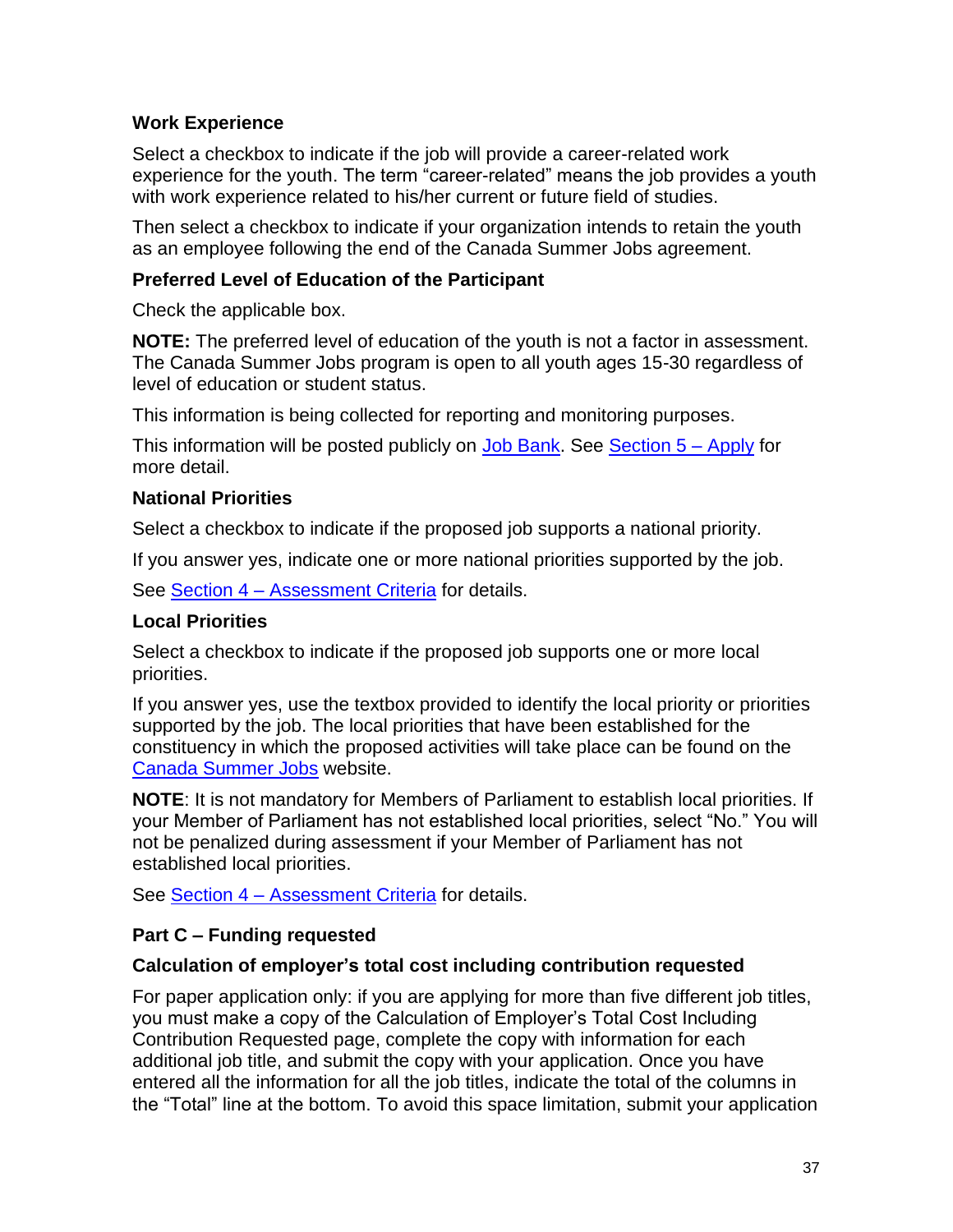### Work Experience

Select a checkbox to indicate if the job will provide a career-related work experience for the youth. The term "career-related" means the job provides a youth with work experience related to his/her current or future field of studies.

Then select a checkbox to indicate if your organization intends to retain the youth as an employee following the end of the Canada Summer Jobs agreement.

### Preferred Level of Education of the Participant

Check the applicable box.

**NOTE:** The preferred level of education of the youth is not a factor in assessment. The Canada Summer Jobs program is open to all youth ages 15-30 regardless of level of education or student status.

This information is being collected for reporting and monitoring purposes.

This information will be posted publicly on Job Bank. See Section 5 – Apply for more detail.

### National Priorities

Select a checkbox to indicate if the proposed job supports a national priority.

If you answer yes, indicate one or more national priorities supported by the job.

See Section 4 – Assessment Criteria for details.

### Local Priorities

Select a checkbox to indicate if the proposed job supports one or more local priorities.

If you answer yes, use the textbox provided to identify the local priority or priorities supported by the job. The local priorities that have been established for the constituency in which the proposed activities will take place can be found on the Canada Summer Jobs website.

**NOTE**: It is not mandatory for Members of Parliament to establish local priorities. If your Member of Parliament has not established local priorities, select "No." You will not be penalized during assessment if your Member of Parliament has not established local priorities.

See Section 4 – Assessment Criteria for details.

## Part C – Funding requested

### Calculation of employer's total cost including contribution requested

For paper application only: if you are applying for more than five different job titles, you must make a copy of the Calculation of Employer's Total Cost Including Contribution Requested page, complete the copy with information for each additional job title, and submit the copy with your application. Once you have entered all the information for all the job titles, indicate the total of the columns in the "Total" line at the bottom. To avoid this space limitation, submit your application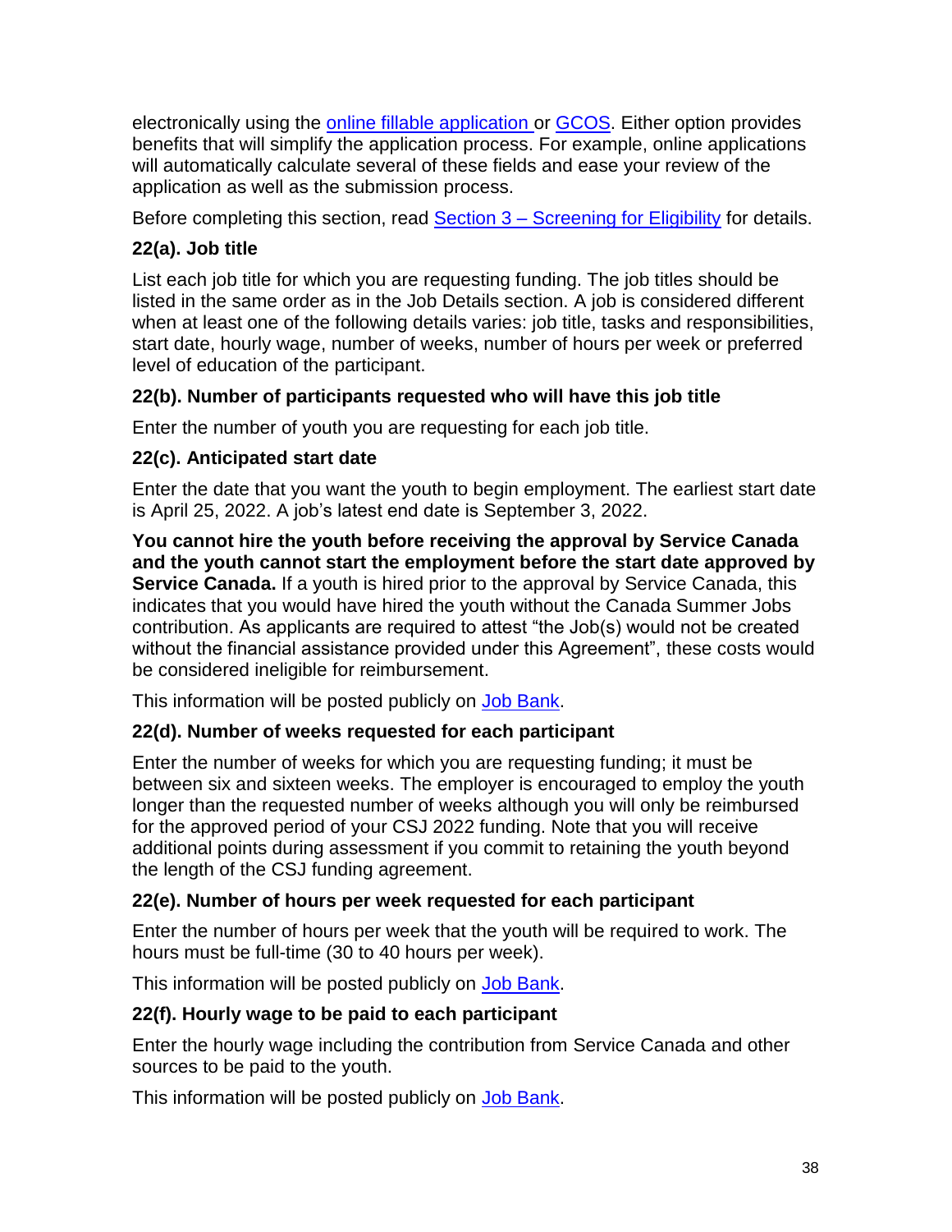electronically using the online fillable application or GCOS. Either option provides benefits that will simplify the application process. For example, online applications will automatically calculate several of these fields and ease your review of the application as well as the submission process.

Before completing this section, read Section 3 – Screening for Eligibility for details.

### 22(a). Job title

List each job title for which you are requesting funding. The job titles should be listed in the same order as in the Job Details section. A job is considered different when at least one of the following details varies: job title, tasks and responsibilities, start date, hourly wage, number of weeks, number of hours per week or preferred level of education of the participant.

### 22(b). Number of participants requested who will have this job title

Enter the number of youth you are requesting for each job title.

### 22(c). Anticipated start date

Enter the date that you want the youth to begin employment. The earliest start date is April 25, 2022. A job's latest end date is September 3, 2022.

**You cannot hire the youth before receiving the approval by Service Canada and the youth cannot start the employment before the start date approved by Service Canada.** If a youth is hired prior to the approval by Service Canada, this indicates that you would have hired the youth without the Canada Summer Jobs contribution. As applicants are required to attest "the Job(s) would not be created without the financial assistance provided under this Agreement", these costs would be considered ineligible for reimbursement.

This information will be posted publicly on Job Bank.

### 22(d). Number of weeks requested for each participant

Enter the number of weeks for which you are requesting funding; it must be between six and sixteen weeks. The employer is encouraged to employ the youth longer than the requested number of weeks although you will only be reimbursed for the approved period of your CSJ 2022 funding. Note that you will receive additional points during assessment if you commit to retaining the youth beyond the length of the CSJ funding agreement.

### 22(e). Number of hours per week requested for each participant

Enter the number of hours per week that the youth will be required to work. The hours must be full-time (30 to 40 hours per week).

This information will be posted publicly on Job Bank.

### 22(f). Hourly wage to be paid to each participant

Enter the hourly wage including the contribution from Service Canada and other sources to be paid to the youth.

This information will be posted publicly on Job Bank.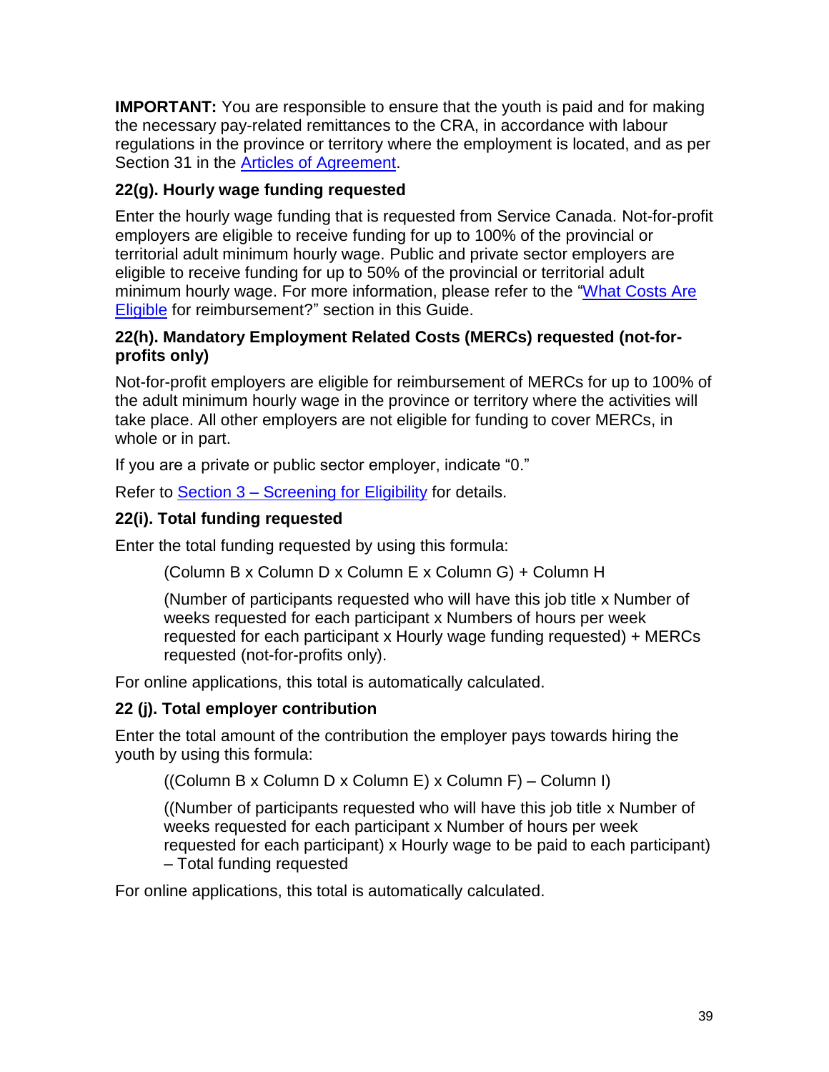**IMPORTANT:** You are responsible to ensure that the youth is paid and for making the necessary pay-related remittances to the CRA, in accordance with labour regulations in the province or territory where the employment is located, and as per Section 31 in the Articles of Agreement.

### 22(g). Hourly wage funding requested

Enter the hourly wage funding that is requested from Service Canada. Not-for-profit employers are eligible to receive funding for up to 100% of the provincial or territorial adult minimum hourly wage. Public and private sector employers are eligible to receive funding for up to 50% of the provincial or territorial adult minimum hourly wage. For more information, please refer to the "What Costs Are Eligible for reimbursement?" section in this Guide.

### 22(h). Mandatory Employment Related Costs (MERCs) requested (not-for-profits only)

Not-for-profit employers are eligible for reimbursement of MERCs for up to 100% of the adult minimum hourly wage in the province or territory where the activities will take place. All other employers are not eligible for funding to cover MERCs, in whole or in part.

If you are a private or public sector employer, indicate "0."

Refer to Section 3 – Screening for Eligibility for details.

### 22(i). Total funding requested

Enter the total funding requested by using this formula:

> (Column B x Column D x Column E x Column G) + Column H
>
> (Number of participants requested who will have this job title x Number of weeks requested for each participant x Numbers of hours per week requested for each participant x Hourly wage funding requested) + MERCs requested (not-for-profits only).

For online applications, this total is automatically calculated.

### 22 (j). Total employer contribution

Enter the total amount of the contribution the employer pays towards hiring the youth by using this formula:

> ((Column B x Column D x Column E) x Column F) – Column I)
>
> ((Number of participants requested who will have this job title x Number of weeks requested for each participant x Number of hours per week requested for each participant) x Hourly wage to be paid to each participant) – Total funding requested

For online applications, this total is automatically calculated.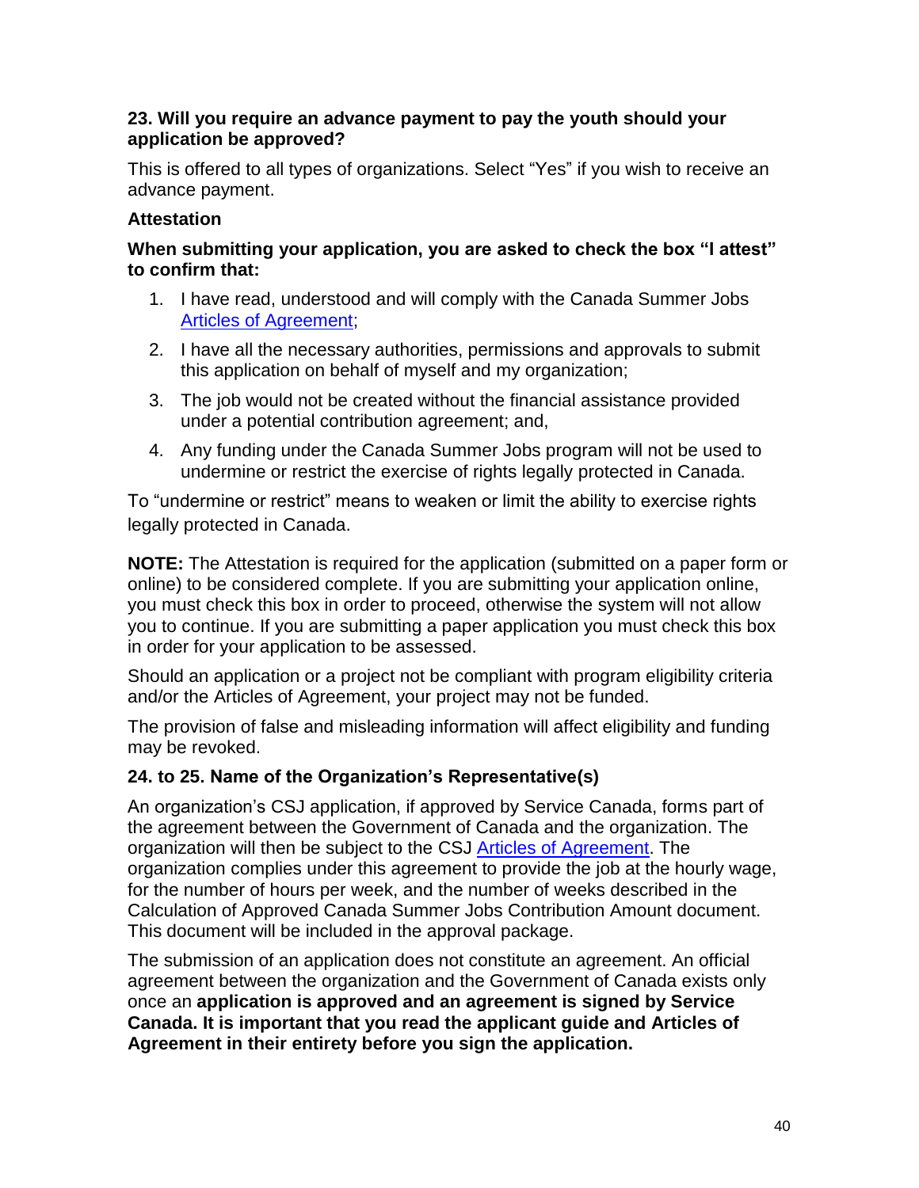**23. Will you require an advance payment to pay the youth should your application be approved?**

This is offered to all types of organizations. Select "Yes" if you wish to receive an advance payment.

**Attestation**

**When submitting your application, you are asked to check the box "I attest" to confirm that:**

1. I have read, understood and will comply with the Canada Summer Jobs Articles of Agreement;
2. I have all the necessary authorities, permissions and approvals to submit this application on behalf of myself and my organization;
3. The job would not be created without the financial assistance provided under a potential contribution agreement; and,
4. Any funding under the Canada Summer Jobs program will not be used to undermine or restrict the exercise of rights legally protected in Canada.

To "undermine or restrict" means to weaken or limit the ability to exercise rights legally protected in Canada.

**NOTE:** The Attestation is required for the application (submitted on a paper form or online) to be considered complete. If you are submitting your application online, you must check this box in order to proceed, otherwise the system will not allow you to continue. If you are submitting a paper application you must check this box in order for your application to be assessed.

Should an application or a project not be compliant with program eligibility criteria and/or the Articles of Agreement, your project may not be funded.

The provision of false and misleading information will affect eligibility and funding may be revoked.

**24. to 25. Name of the Organization's Representative(s)**

An organization's CSJ application, if approved by Service Canada, forms part of the agreement between the Government of Canada and the organization. The organization will then be subject to the CSJ Articles of Agreement. The organization complies under this agreement to provide the job at the hourly wage, for the number of hours per week, and the number of weeks described in the Calculation of Approved Canada Summer Jobs Contribution Amount document. This document will be included in the approval package.

The submission of an application does not constitute an agreement. An official agreement between the organization and the Government of Canada exists only once an **application is approved and an agreement is signed by Service Canada. It is important that you read the applicant guide and Articles of Agreement in their entirety before you sign the application.**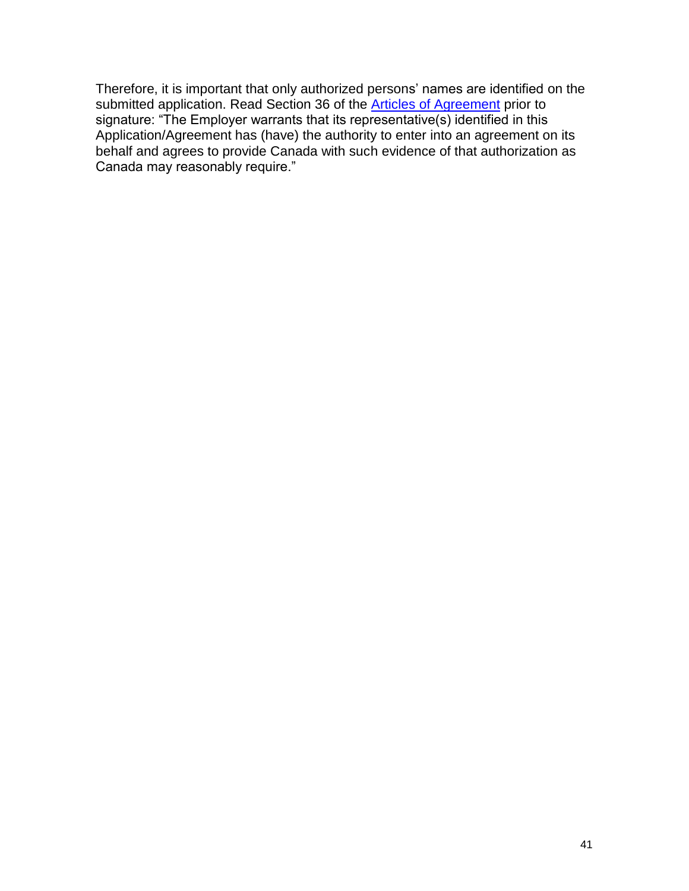Therefore, it is important that only authorized persons' names are identified on the submitted application. Read Section 36 of the Articles of Agreement prior to signature: "The Employer warrants that its representative(s) identified in this Application/Agreement has (have) the authority to enter into an agreement on its behalf and agrees to provide Canada with such evidence of that authorization as Canada may reasonably require."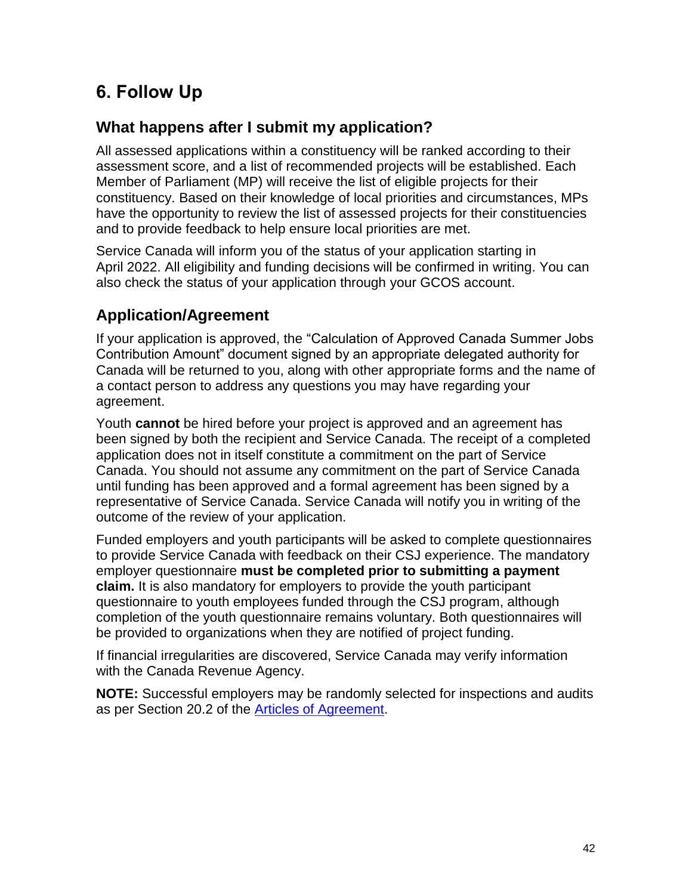# 6. Follow Up

## What happens after I submit my application?

All assessed applications within a constituency will be ranked according to their assessment score, and a list of recommended projects will be established. Each Member of Parliament (MP) will receive the list of eligible projects for their constituency. Based on their knowledge of local priorities and circumstances, MPs have the opportunity to review the list of assessed projects for their constituencies and to provide feedback to help ensure local priorities are met.

Service Canada will inform you of the status of your application starting in April 2022. All eligibility and funding decisions will be confirmed in writing. You can also check the status of your application through your GCOS account.

## Application/Agreement

If your application is approved, the "Calculation of Approved Canada Summer Jobs Contribution Amount" document signed by an appropriate delegated authority for Canada will be returned to you, along with other appropriate forms and the name of a contact person to address any questions you may have regarding your agreement.

Youth **cannot** be hired before your project is approved and an agreement has been signed by both the recipient and Service Canada. The receipt of a completed application does not in itself constitute a commitment on the part of Service Canada. You should not assume any commitment on the part of Service Canada until funding has been approved and a formal agreement has been signed by a representative of Service Canada. Service Canada will notify you in writing of the outcome of the review of your application.

Funded employers and youth participants will be asked to complete questionnaires to provide Service Canada with feedback on their CSJ experience. The mandatory employer questionnaire **must be completed prior to submitting a payment claim.** It is also mandatory for employers to provide the youth participant questionnaire to youth employees funded through the CSJ program, although completion of the youth questionnaire remains voluntary. Both questionnaires will be provided to organizations when they are notified of project funding.

If financial irregularities are discovered, Service Canada may verify information with the Canada Revenue Agency.

**NOTE:** Successful employers may be randomly selected for inspections and audits as per Section 20.2 of the Articles of Agreement.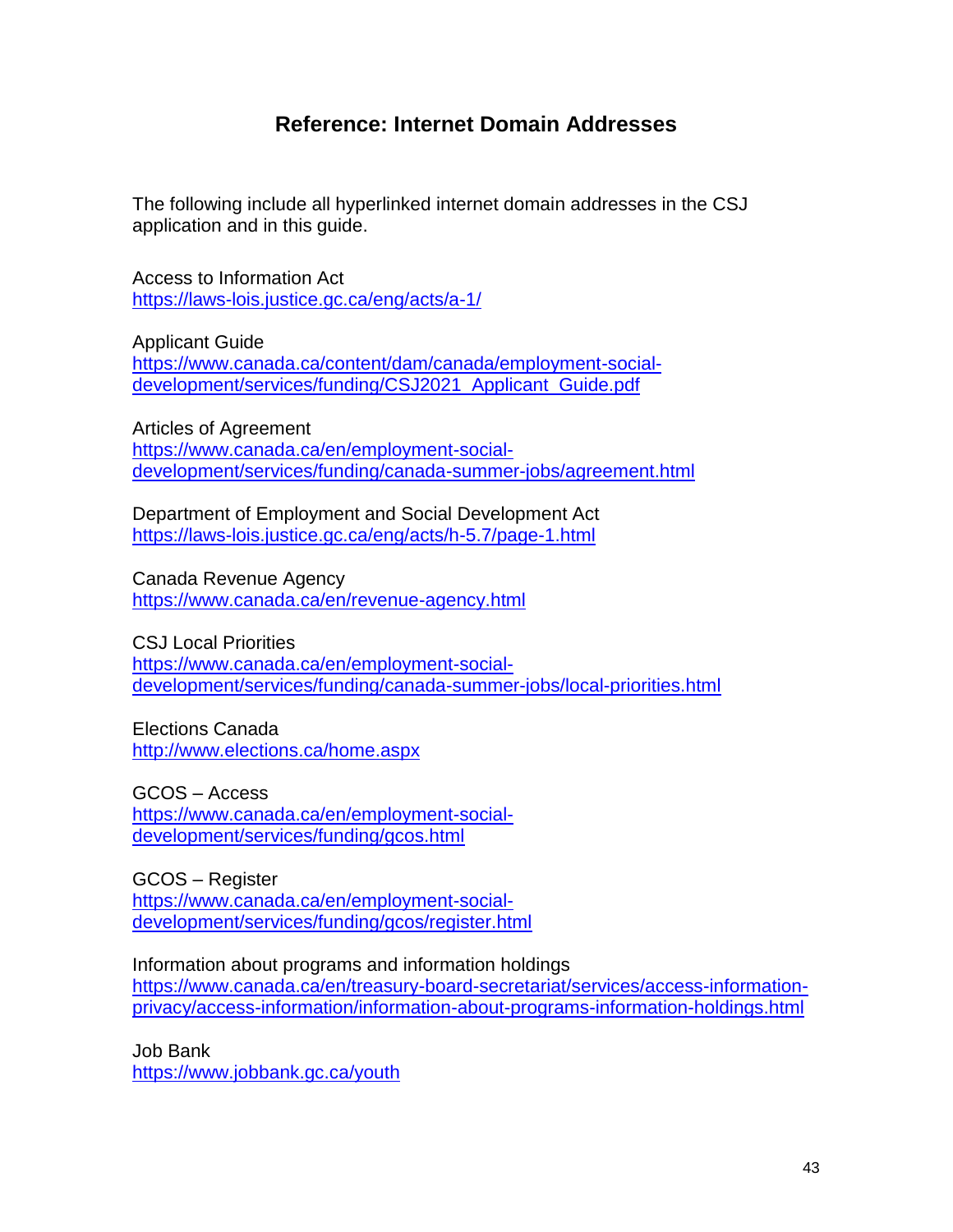## Reference: Internet Domain Addresses

The following include all hyperlinked internet domain addresses in the CSJ application and in this guide.

Access to Information Act
https://laws-lois.justice.gc.ca/eng/acts/a-1/

Applicant Guide
https://www.canada.ca/content/dam/canada/employment-social-development/services/funding/CSJ2021_Applicant_Guide.pdf

Articles of Agreement
https://www.canada.ca/en/employment-social-development/services/funding/canada-summer-jobs/agreement.html

Department of Employment and Social Development Act
https://laws-lois.justice.gc.ca/eng/acts/h-5.7/page-1.html

Canada Revenue Agency
https://www.canada.ca/en/revenue-agency.html

CSJ Local Priorities
https://www.canada.ca/en/employment-social-development/services/funding/canada-summer-jobs/local-priorities.html

Elections Canada
http://www.elections.ca/home.aspx

GCOS – Access
https://www.canada.ca/en/employment-social-development/services/funding/gcos.html

GCOS – Register
https://www.canada.ca/en/employment-social-development/services/funding/gcos/register.html

Information about programs and information holdings
https://www.canada.ca/en/treasury-board-secretariat/services/access-information-privacy/access-information/information-about-programs-information-holdings.html

Job Bank
https://www.jobbank.gc.ca/youth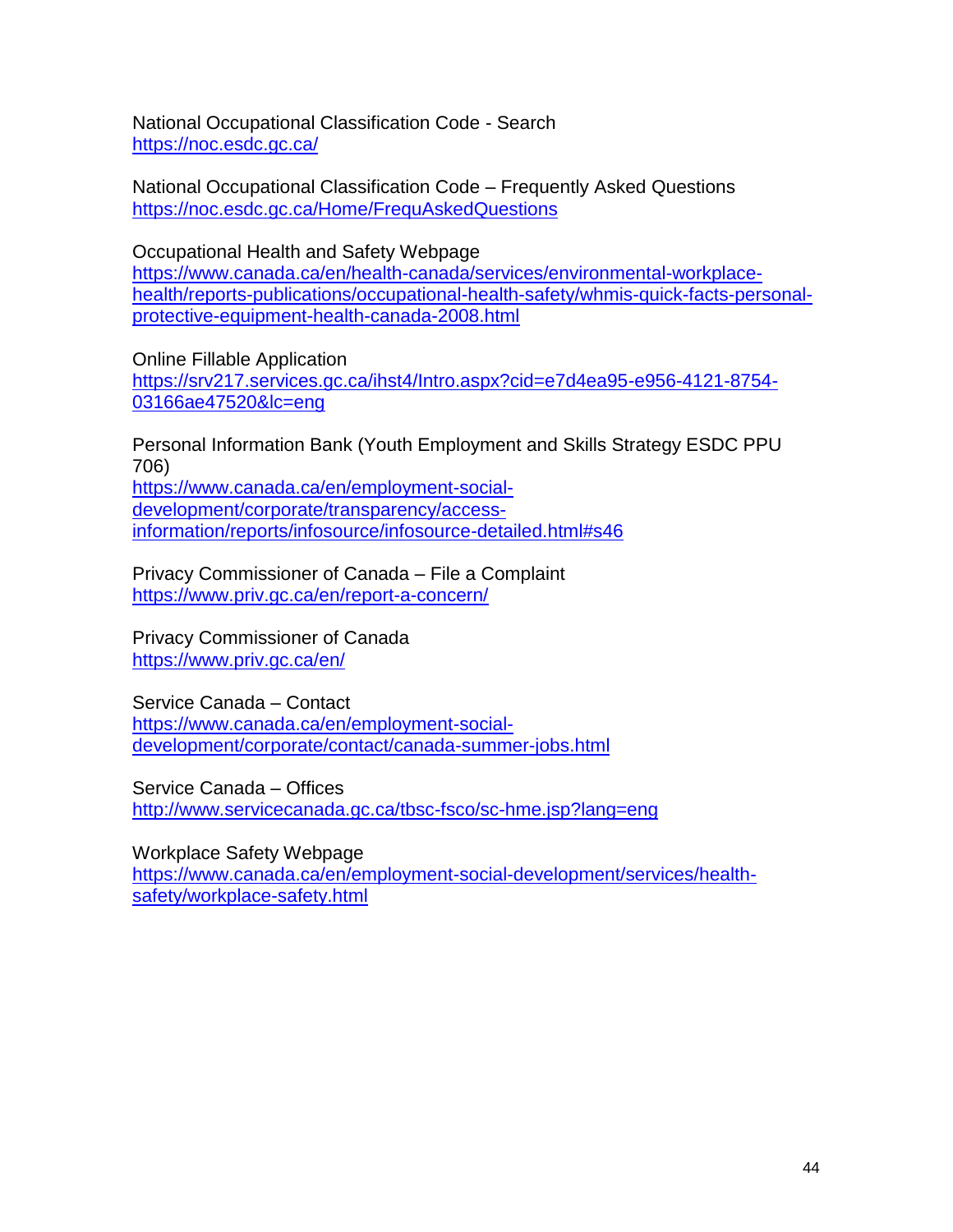National Occupational Classification Code - Search
https://noc.esdc.gc.ca/

National Occupational Classification Code – Frequently Asked Questions
https://noc.esdc.gc.ca/Home/FrequAskedQuestions

Occupational Health and Safety Webpage
https://www.canada.ca/en/health-canada/services/environmental-workplace-health/reports-publications/occupational-health-safety/whmis-quick-facts-personal-protective-equipment-health-canada-2008.html

Online Fillable Application
https://srv217.services.gc.ca/ihst4/Intro.aspx?cid=e7d4ea95-e956-4121-8754-03166ae47520&lc=eng

Personal Information Bank (Youth Employment and Skills Strategy ESDC PPU 706)
https://www.canada.ca/en/employment-social-development/corporate/transparency/access-information/reports/infosource/infosource-detailed.html#s46

Privacy Commissioner of Canada – File a Complaint
https://www.priv.gc.ca/en/report-a-concern/

Privacy Commissioner of Canada
https://www.priv.gc.ca/en/

Service Canada – Contact
https://www.canada.ca/en/employment-social-development/corporate/contact/canada-summer-jobs.html

Service Canada – Offices
http://www.servicecanada.gc.ca/tbsc-fsco/sc-hme.jsp?lang=eng

Workplace Safety Webpage
https://www.canada.ca/en/employment-social-development/services/health-safety/workplace-safety.html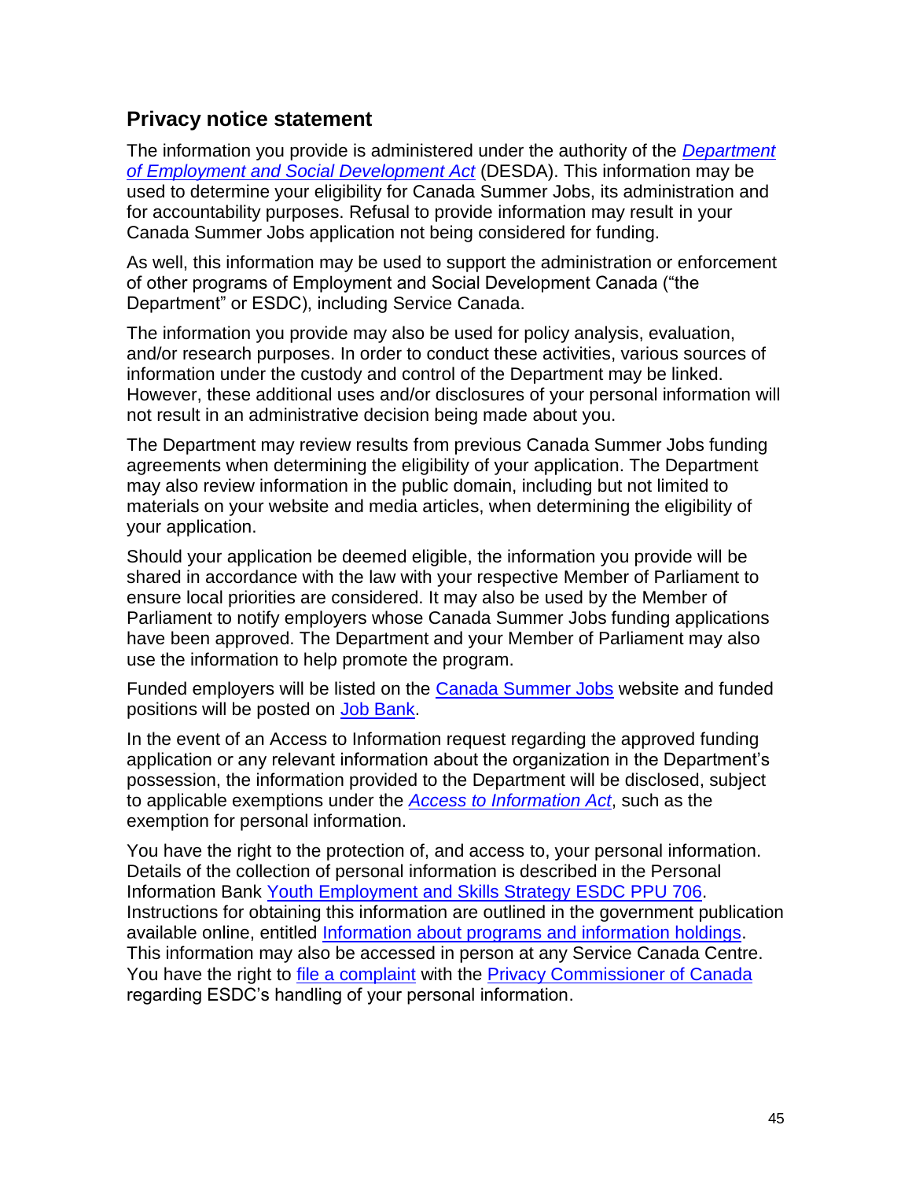## Privacy notice statement

The information you provide is administered under the authority of the *Department of Employment and Social Development Act* (DESDA). This information may be used to determine your eligibility for Canada Summer Jobs, its administration and for accountability purposes. Refusal to provide information may result in your Canada Summer Jobs application not being considered for funding.

As well, this information may be used to support the administration or enforcement of other programs of Employment and Social Development Canada ("the Department" or ESDC), including Service Canada.

The information you provide may also be used for policy analysis, evaluation, and/or research purposes. In order to conduct these activities, various sources of information under the custody and control of the Department may be linked. However, these additional uses and/or disclosures of your personal information will not result in an administrative decision being made about you.

The Department may review results from previous Canada Summer Jobs funding agreements when determining the eligibility of your application. The Department may also review information in the public domain, including but not limited to materials on your website and media articles, when determining the eligibility of your application.

Should your application be deemed eligible, the information you provide will be shared in accordance with the law with your respective Member of Parliament to ensure local priorities are considered. It may also be used by the Member of Parliament to notify employers whose Canada Summer Jobs funding applications have been approved. The Department and your Member of Parliament may also use the information to help promote the program.

Funded employers will be listed on the Canada Summer Jobs website and funded positions will be posted on Job Bank.

In the event of an Access to Information request regarding the approved funding application or any relevant information about the organization in the Department's possession, the information provided to the Department will be disclosed, subject to applicable exemptions under the *Access to Information Act*, such as the exemption for personal information.

You have the right to the protection of, and access to, your personal information. Details of the collection of personal information is described in the Personal Information Bank Youth Employment and Skills Strategy ESDC PPU 706. Instructions for obtaining this information are outlined in the government publication available online, entitled Information about programs and information holdings. This information may also be accessed in person at any Service Canada Centre. You have the right to file a complaint with the Privacy Commissioner of Canada regarding ESDC's handling of your personal information.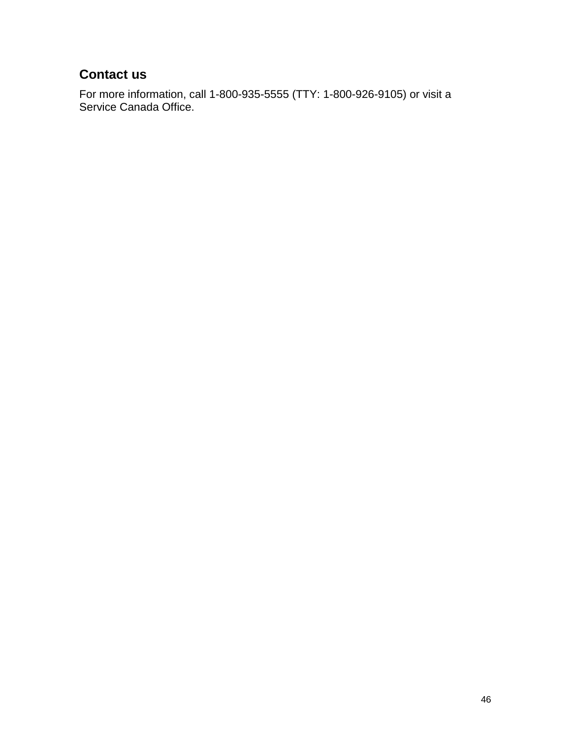## Contact us

For more information, call 1-800-935-5555 (TTY: 1-800-926-9105) or visit a Service Canada Office.